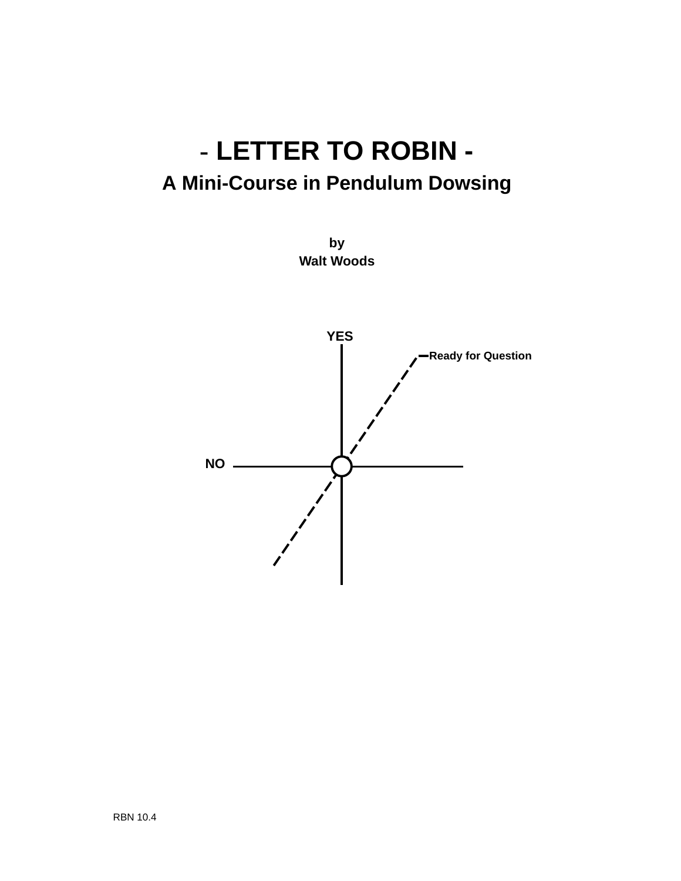# - LETTER TO ROBIN -

## A Mini-Course in Pendulum Dowsing

**by**
**Walt Woods**

YES

Ready for Question

NO

RBN 10.4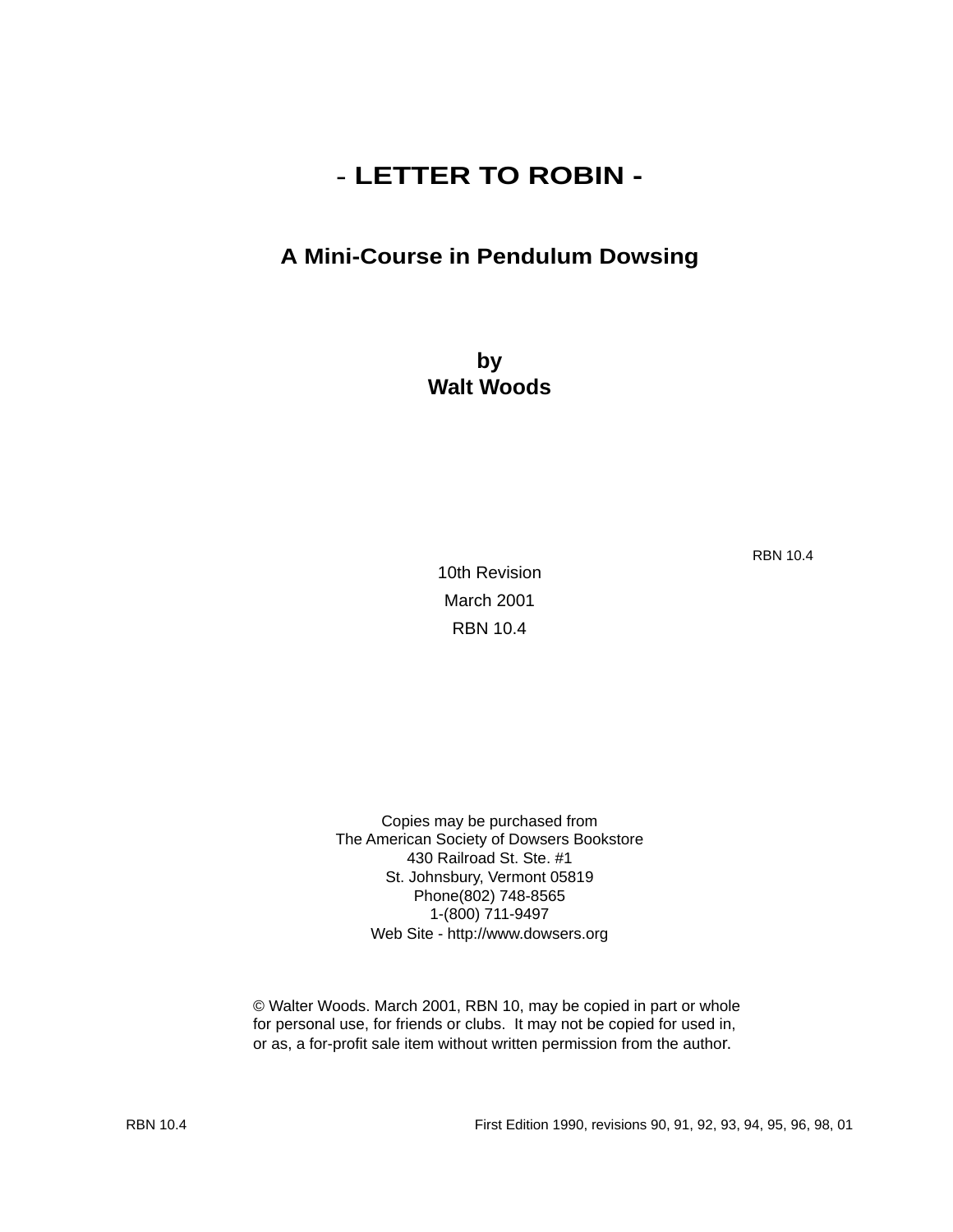# - LETTER TO ROBIN -

## A Mini-Course in Pendulum Dowsing

**by**
**Walt Woods**

RBN 10.4

10th Revision

March 2001

RBN 10.4

Copies may be purchased from
The American Society of Dowsers Bookstore
430 Railroad St. Ste. #1
St. Johnsbury, Vermont 05819
Phone(802) 748-8565
1-(800) 711-9497
Web Site - http://www.dowsers.org

© Walter Woods. March 2001, RBN 10, may be copied in part or whole for personal use, for friends or clubs. It may not be copied for used in, or as, a for-profit sale item without written permission from the author.

RBN 10.4 First Edition 1990, revisions 90, 91, 92, 93, 94, 95, 96, 98, 01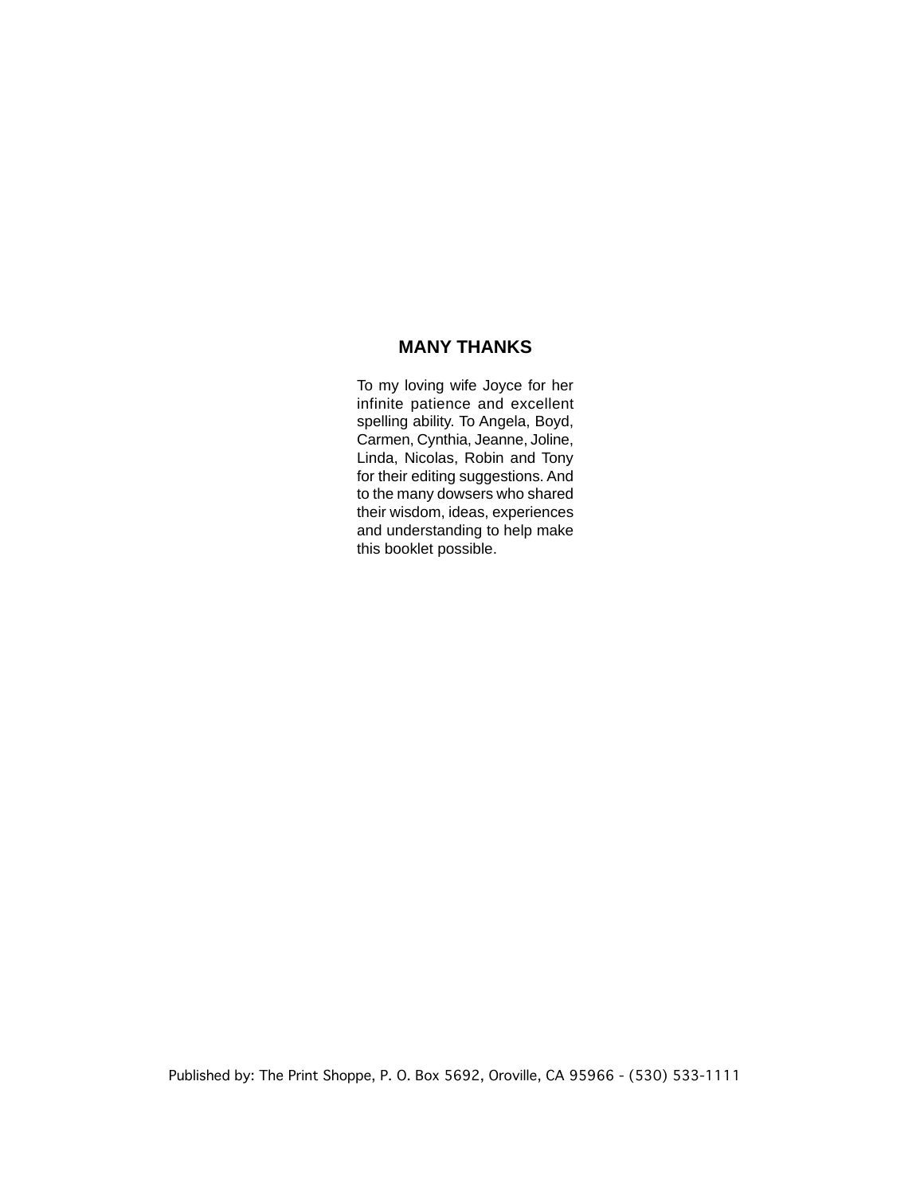## MANY THANKS

To my loving wife Joyce for her infinite patience and excellent spelling ability. To Angela, Boyd, Carmen, Cynthia, Jeanne, Joline, Linda, Nicolas, Robin and Tony for their editing suggestions. And to the many dowsers who shared their wisdom, ideas, experiences and understanding to help make this booklet possible.

Published by: The Print Shoppe, P. O. Box 5692, Oroville, CA 95966 - (530) 533-1111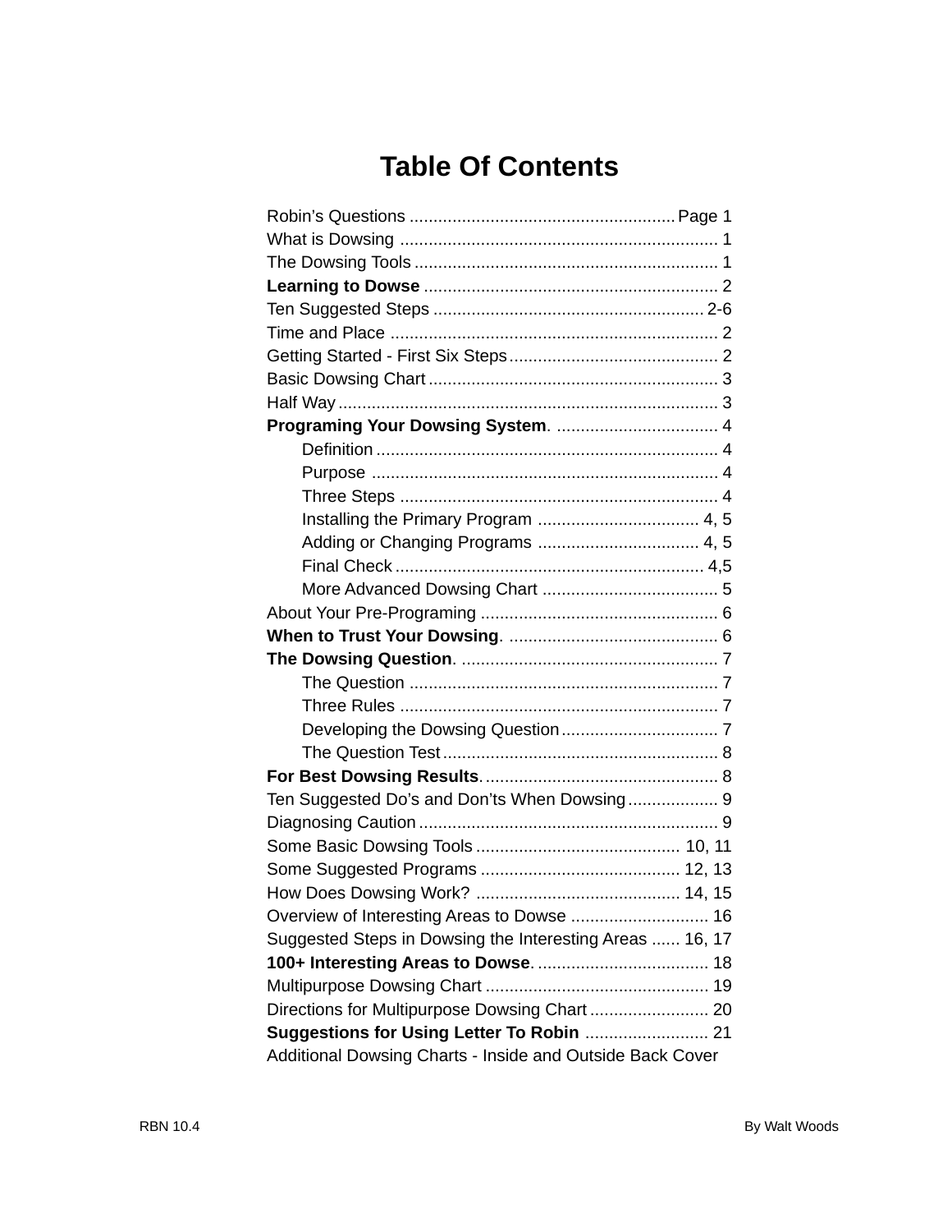# Table Of Contents

Robin's Questions ....................................................... Page 1
What is Dowsing ................................................................... 1
The Dowsing Tools ................................................................ 1
**Learning to Dowse** ............................................................. 2
Ten Suggested Steps ......................................................... 2-6
Time and Place ...................................................................... 2
Getting Started - First Six Steps ............................................ 2
Basic Dowsing Chart ............................................................. 3
Half Way ................................................................................ 3
**Programing Your Dowsing System**. .................................. 4
- Definition ........................................................................ 4
- Purpose .......................................................................... 4
- Three Steps .................................................................... 4
- Installing the Primary Program ................................. 4, 5
- Adding or Changing Programs .................................. 4, 5
- Final Check ................................................................. 4,5
- More Advanced Dowsing Chart ...................................... 5

About Your Pre-Programing .................................................. 6
**When to Trust Your Dowsing**. ............................................ 6
**The Dowsing Question**. ...................................................... 7
- The Question ................................................................. 7
- Three Rules ................................................................... 7
- Developing the Dowsing Question ................................. 7
- The Question Test .......................................................... 8

**For Best Dowsing Results**. ................................................. 8
Ten Suggested Do's and Don'ts When Dowsing ................... 9
Diagnosing Caution ............................................................... 9
Some Basic Dowsing Tools ........................................... 10, 11
Some Suggested Programs .......................................... 12, 13
How Does Dowsing Work? ........................................... 14, 15
Overview of Interesting Areas to Dowse ............................. 16
Suggested Steps in Dowsing the Interesting Areas ...... 16, 17
**100+ Interesting Areas to Dowse**. .................................... 18
Multipurpose Dowsing Chart ............................................... 19
Directions for Multipurpose Dowsing Chart ......................... 20
**Suggestions for Using Letter To Robin** .......................... 21
Additional Dowsing Charts - Inside and Outside Back Cover

RBN 10.4 — By Walt Woods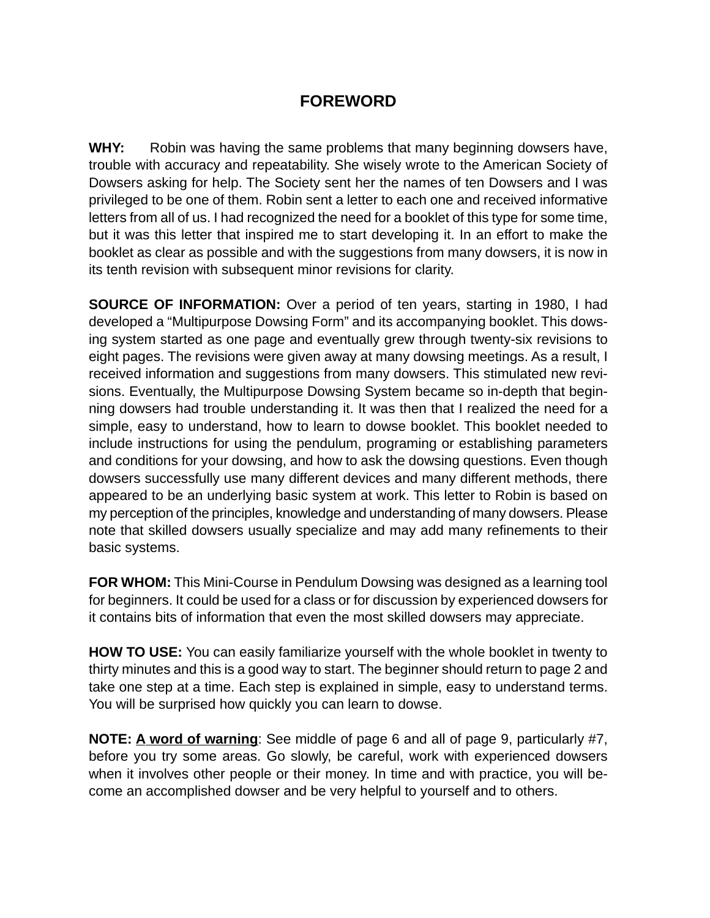# FOREWORD

**WHY:** Robin was having the same problems that many beginning dowsers have, trouble with accuracy and repeatability. She wisely wrote to the American Society of Dowsers asking for help. The Society sent her the names of ten Dowsers and I was privileged to be one of them. Robin sent a letter to each one and received informative letters from all of us. I had recognized the need for a booklet of this type for some time, but it was this letter that inspired me to start developing it. In an effort to make the booklet as clear as possible and with the suggestions from many dowsers, it is now in its tenth revision with subsequent minor revisions for clarity.

**SOURCE OF INFORMATION:** Over a period of ten years, starting in 1980, I had developed a "Multipurpose Dowsing Form" and its accompanying booklet. This dowsing system started as one page and eventually grew through twenty-six revisions to eight pages. The revisions were given away at many dowsing meetings. As a result, I received information and suggestions from many dowsers. This stimulated new revisions. Eventually, the Multipurpose Dowsing System became so in-depth that beginning dowsers had trouble understanding it. It was then that I realized the need for a simple, easy to understand, how to learn to dowse booklet. This booklet needed to include instructions for using the pendulum, programing or establishing parameters and conditions for your dowsing, and how to ask the dowsing questions. Even though dowsers successfully use many different devices and many different methods, there appeared to be an underlying basic system at work. This letter to Robin is based on my perception of the principles, knowledge and understanding of many dowsers. Please note that skilled dowsers usually specialize and may add many refinements to their basic systems.

**FOR WHOM:** This Mini-Course in Pendulum Dowsing was designed as a learning tool for beginners. It could be used for a class or for discussion by experienced dowsers for it contains bits of information that even the most skilled dowsers may appreciate.

**HOW TO USE:** You can easily familiarize yourself with the whole booklet in twenty to thirty minutes and this is a good way to start. The beginner should return to page 2 and take one step at a time. Each step is explained in simple, easy to understand terms. You will be surprised how quickly you can learn to dowse.

**NOTE:** **<u>A word of warning</u>**: See middle of page 6 and all of page 9, particularly #7, before you try some areas. Go slowly, be careful, work with experienced dowsers when it involves other people or their money. In time and with practice, you will become an accomplished dowser and be very helpful to yourself and to others.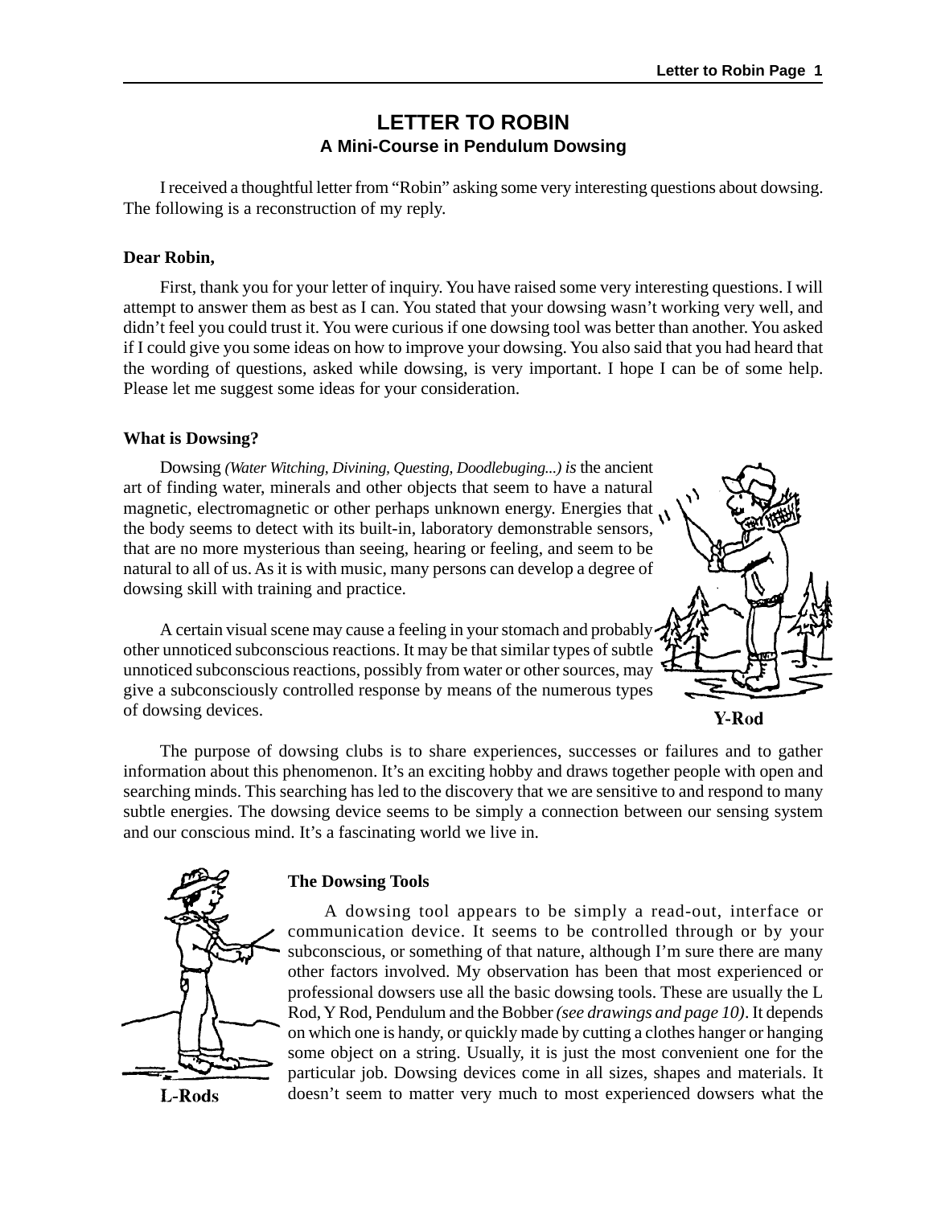# LETTER TO ROBIN

## A Mini-Course in Pendulum Dowsing

I received a thoughtful letter from "Robin" asking some very interesting questions about dowsing. The following is a reconstruction of my reply.

**Dear Robin,**

First, thank you for your letter of inquiry. You have raised some very interesting questions. I will attempt to answer them as best as I can. You stated that your dowsing wasn't working very well, and didn't feel you could trust it. You were curious if one dowsing tool was better than another. You asked if I could give you some ideas on how to improve your dowsing. You also said that you had heard that the wording of questions, asked while dowsing, is very important. I hope I can be of some help. Please let me suggest some ideas for your consideration.

### What is Dowsing?

Dowsing *(Water Witching, Divining, Questing, Doodlebuging...) is* the ancient art of finding water, minerals and other objects that seem to have a natural magnetic, electromagnetic or other perhaps unknown energy. Energies that the body seems to detect with its built-in, laboratory demonstrable sensors, that are no more mysterious than seeing, hearing or feeling, and seem to be natural to all of us. As it is with music, many persons can develop a degree of dowsing skill with training and practice.

A certain visual scene may cause a feeling in your stomach and probably other unnoticed subconscious reactions. It may be that similar types of subtle unnoticed subconscious reactions, possibly from water or other sources, may give a subconsciously controlled response by means of the numerous types of dowsing devices.

Y-Rod

The purpose of dowsing clubs is to share experiences, successes or failures and to gather information about this phenomenon. It's an exciting hobby and draws together people with open and searching minds. This searching has led to the discovery that we are sensitive to and respond to many subtle energies. The dowsing device seems to be simply a connection between our sensing system and our conscious mind. It's a fascinating world we live in.

L-Rods

### The Dowsing Tools

A dowsing tool appears to be simply a read-out, interface or communication device. It seems to be controlled through or by your subconscious, or something of that nature, although I'm sure there are many other factors involved. My observation has been that most experienced or professional dowsers use all the basic dowsing tools. These are usually the L Rod, Y Rod, Pendulum and the Bobber *(see drawings and page 10)*. It depends on which one is handy, or quickly made by cutting a clothes hanger or hanging some object on a string. Usually, it is just the most convenient one for the particular job. Dowsing devices come in all sizes, shapes and materials. It doesn't seem to matter very much to most experienced dowsers what the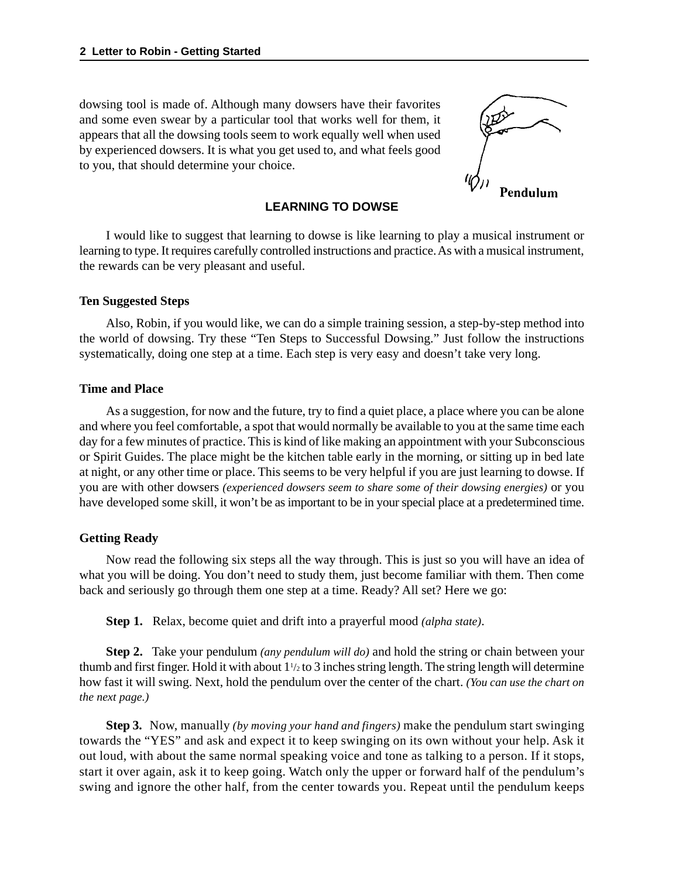dowsing tool is made of. Although many dowsers have their favorites and some even swear by a particular tool that works well for them, it appears that all the dowsing tools seem to work equally well when used by experienced dowsers. It is what you get used to, and what feels good to you, that should determine your choice.

Pendulum

## LEARNING TO DOWSE

I would like to suggest that learning to dowse is like learning to play a musical instrument or learning to type. It requires carefully controlled instructions and practice. As with a musical instrument, the rewards can be very pleasant and useful.

### Ten Suggested Steps

Also, Robin, if you would like, we can do a simple training session, a step-by-step method into the world of dowsing. Try these "Ten Steps to Successful Dowsing." Just follow the instructions systematically, doing one step at a time. Each step is very easy and doesn't take very long.

### Time and Place

As a suggestion, for now and the future, try to find a quiet place, a place where you can be alone and where you feel comfortable, a spot that would normally be available to you at the same time each day for a few minutes of practice. This is kind of like making an appointment with your Subconscious or Spirit Guides. The place might be the kitchen table early in the morning, or sitting up in bed late at night, or any other time or place. This seems to be very helpful if you are just learning to dowse. If you are with other dowsers *(experienced dowsers seem to share some of their dowsing energies)* or you have developed some skill, it won't be as important to be in your special place at a predetermined time.

### Getting Ready

Now read the following six steps all the way through. This is just so you will have an idea of what you will be doing. You don't need to study them, just become familiar with them. Then come back and seriously go through them one step at a time. Ready? All set? Here we go:

**Step 1.** Relax, become quiet and drift into a prayerful mood *(alpha state)*.

**Step 2.** Take your pendulum *(any pendulum will do)* and hold the string or chain between your thumb and first finger. Hold it with about 1 1/2 to 3 inches string length. The string length will determine how fast it will swing. Next, hold the pendulum over the center of the chart. *(You can use the chart on the next page.)*

**Step 3.** Now, manually *(by moving your hand and fingers)* make the pendulum start swinging towards the "YES" and ask and expect it to keep swinging on its own without your help. Ask it out loud, with about the same normal speaking voice and tone as talking to a person. If it stops, start it over again, ask it to keep going. Watch only the upper or forward half of the pendulum's swing and ignore the other half, from the center towards you. Repeat until the pendulum keeps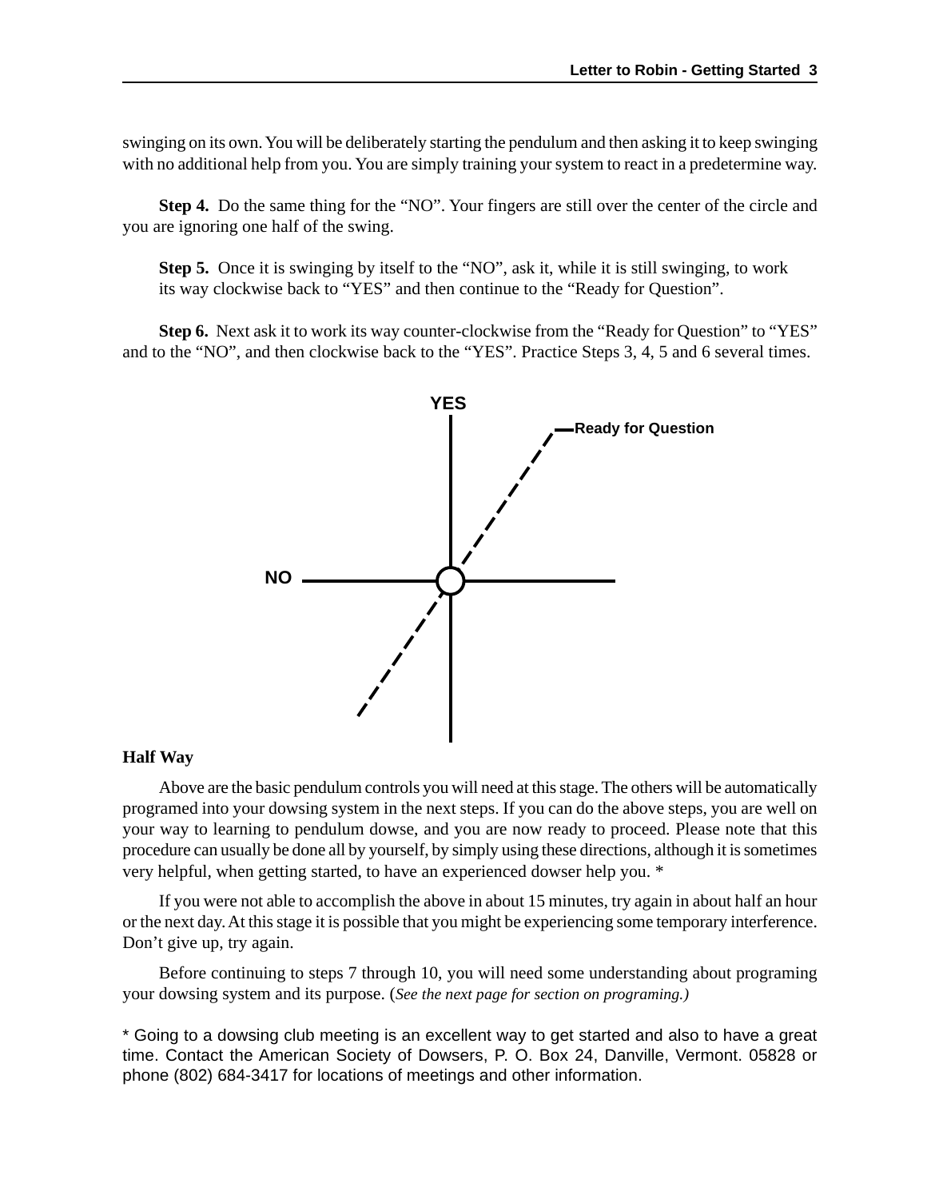swinging on its own. You will be deliberately starting the pendulum and then asking it to keep swinging with no additional help from you. You are simply training your system to react in a predetermine way.

**Step 4.** Do the same thing for the "NO". Your fingers are still over the center of the circle and you are ignoring one half of the swing.

**Step 5.** Once it is swinging by itself to the "NO", ask it, while it is still swinging, to work its way clockwise back to "YES" and then continue to the "Ready for Question".

**Step 6.** Next ask it to work its way counter-clockwise from the "Ready for Question" to "YES" and to the "NO", and then clockwise back to the "YES". Practice Steps 3, 4, 5 and 6 several times.

YES

Ready for Question

NO

**Half Way**

Above are the basic pendulum controls you will need at this stage. The others will be automatically programed into your dowsing system in the next steps. If you can do the above steps, you are well on your way to learning to pendulum dowse, and you are now ready to proceed. Please note that this procedure can usually be done all by yourself, by simply using these directions, although it is sometimes very helpful, when getting started, to have an experienced dowser help you. *

If you were not able to accomplish the above in about 15 minutes, try again in about half an hour or the next day. At this stage it is possible that you might be experiencing some temporary interference. Don't give up, try again.

Before continuing to steps 7 through 10, you will need some understanding about programing your dowsing system and its purpose. (*See the next page for section on programing.)*

* Going to a dowsing club meeting is an excellent way to get started and also to have a great time. Contact the American Society of Dowsers, P. O. Box 24, Danville, Vermont. 05828 or phone (802) 684-3417 for locations of meetings and other information.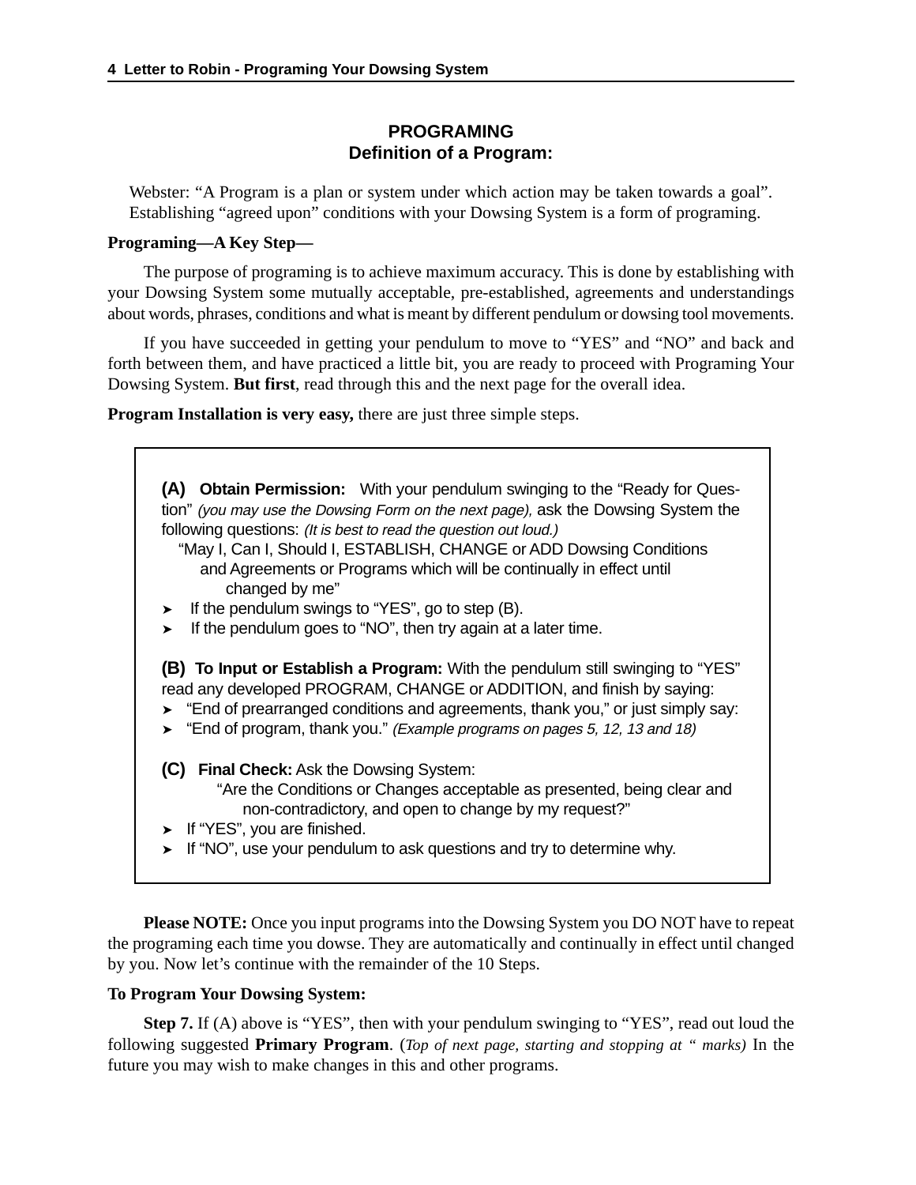## PROGRAMING
### Definition of a Program:

Webster: “A Program is a plan or system under which action may be taken towards a goal”. Establishing “agreed upon” conditions with your Dowsing System is a form of programing.

**Programing—A Key Step—**

The purpose of programing is to achieve maximum accuracy. This is done by establishing with your Dowsing System some mutually acceptable, pre-established, agreements and understandings about words, phrases, conditions and what is meant by different pendulum or dowsing tool movements.

If you have succeeded in getting your pendulum to move to “YES” and “NO” and back and forth between them, and have practiced a little bit, you are ready to proceed with Programing Your Dowsing System. **But first**, read through this and the next page for the overall idea.

**Program Installation is very easy,** there are just three simple steps.

**(A) Obtain Permission:** With your pendulum swinging to the “Ready for Question” *(you may use the Dowsing Form on the next page),* ask the Dowsing System the following questions: *(It is best to read the question out loud.)*

“May I, Can I, Should I, ESTABLISH, CHANGE or ADD Dowsing Conditions and Agreements or Programs which will be continually in effect until changed by me”

- If the pendulum swings to “YES”, go to step (B).
- If the pendulum goes to “NO”, then try again at a later time.

**(B) To Input or Establish a Program:** With the pendulum still swinging to “YES” read any developed PROGRAM, CHANGE or ADDITION, and finish by saying:

- “End of prearranged conditions and agreements, thank you,” or just simply say:
- “End of program, thank you.” *(Example programs on pages 5, 12, 13 and 18)*

**(C) Final Check:** Ask the Dowsing System:

“Are the Conditions or Changes acceptable as presented, being clear and non-contradictory, and open to change by my request?”

- If “YES”, you are finished.
- If “NO”, use your pendulum to ask questions and try to determine why.

**Please NOTE:** Once you input programs into the Dowsing System you DO NOT have to repeat the programing each time you dowse. They are automatically and continually in effect until changed by you. Now let’s continue with the remainder of the 10 Steps.

**To Program Your Dowsing System:**

**Step 7.** If (A) above is “YES”, then with your pendulum swinging to “YES”, read out loud the following suggested **Primary Program**. (*Top of next page, starting and stopping at “ marks)* In the future you may wish to make changes in this and other programs.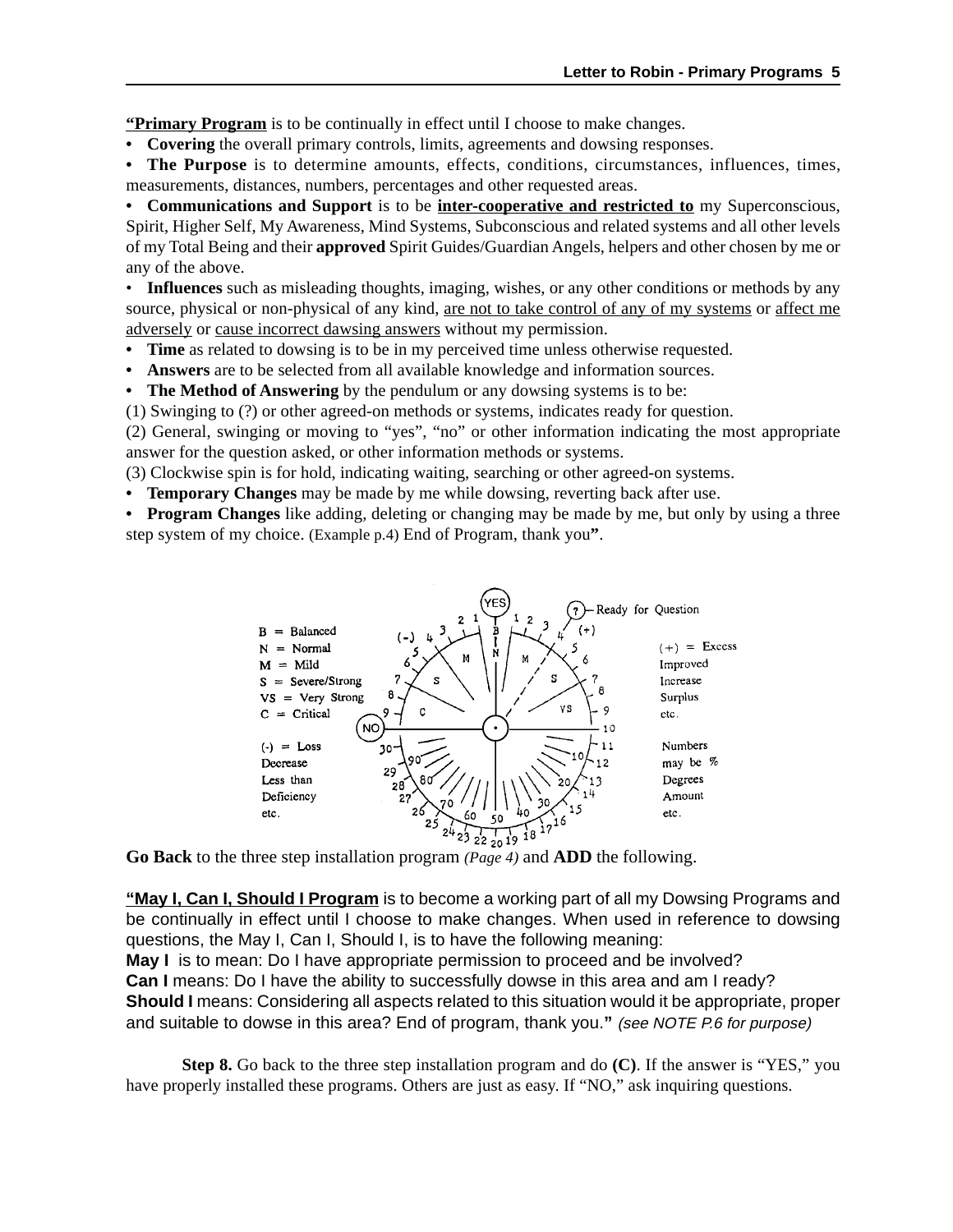**"Primary Program** is to be continually in effect until I choose to make changes.

- **Covering** the overall primary controls, limits, agreements and dowsing responses.
- **The Purpose** is to determine amounts, effects, conditions, circumstances, influences, times, measurements, distances, numbers, percentages and other requested areas.
- **Communications and Support** is to be **inter-cooperative and restricted to** my Superconscious, Spirit, Higher Self, My Awareness, Mind Systems, Subconscious and related systems and all other levels of my Total Being and their **approved** Spirit Guides/Guardian Angels, helpers and other chosen by me or any of the above.
- **Influences** such as misleading thoughts, imaging, wishes, or any other conditions or methods by any source, physical or non-physical of any kind, are not to take control of any of my systems or affect me adversely or cause incorrect dawsing answers without my permission.
- **Time** as related to dowsing is to be in my perceived time unless otherwise requested.
- **Answers** are to be selected from all available knowledge and information sources.
- **The Method of Answering** by the pendulum or any dowsing systems is to be:

(1) Swinging to (?) or other agreed-on methods or systems, indicates ready for question.

(2) General, swinging or moving to "yes", "no" or other information indicating the most appropriate answer for the question asked, or other information methods or systems.

(3) Clockwise spin is for hold, indicating waiting, searching or other agreed-on systems.

- **Temporary Changes** may be made by me while dowsing, reverting back after use.
- **Program Changes** like adding, deleting or changing may be made by me, but only by using a three step system of my choice. (Example p.4) End of Program, thank you**"**.

B = Balanced
N = Normal
M = Mild
S = Severe/Strong
VS = Very Strong
C = Critical

(-) = Loss
Decrease
Less than
Deficiency
etc.

YES
? — Ready for Question

(+) = Excess
Improved
Increase
Surplus
etc.

NO

Numbers
may be %
Degrees
Amount
etc.

**Go Back** to the three step installation program *(Page 4)* and **ADD** the following.

**"May I, Can I, Should I Program** is to become a working part of all my Dowsing Programs and be continually in effect until I choose to make changes. When used in reference to dowsing questions, the May I, Can I, Should I, is to have the following meaning:

**May I** is to mean: Do I have appropriate permission to proceed and be involved?

**Can I** means: Do I have the ability to successfully dowse in this area and am I ready?

**Should I** means: Considering all aspects related to this situation would it be appropriate, proper and suitable to dowse in this area? End of program, thank you.**"** *(see NOTE P.6 for purpose)*

**Step 8.** Go back to the three step installation program and do **(C)**. If the answer is "YES," you have properly installed these programs. Others are just as easy. If "NO," ask inquiring questions.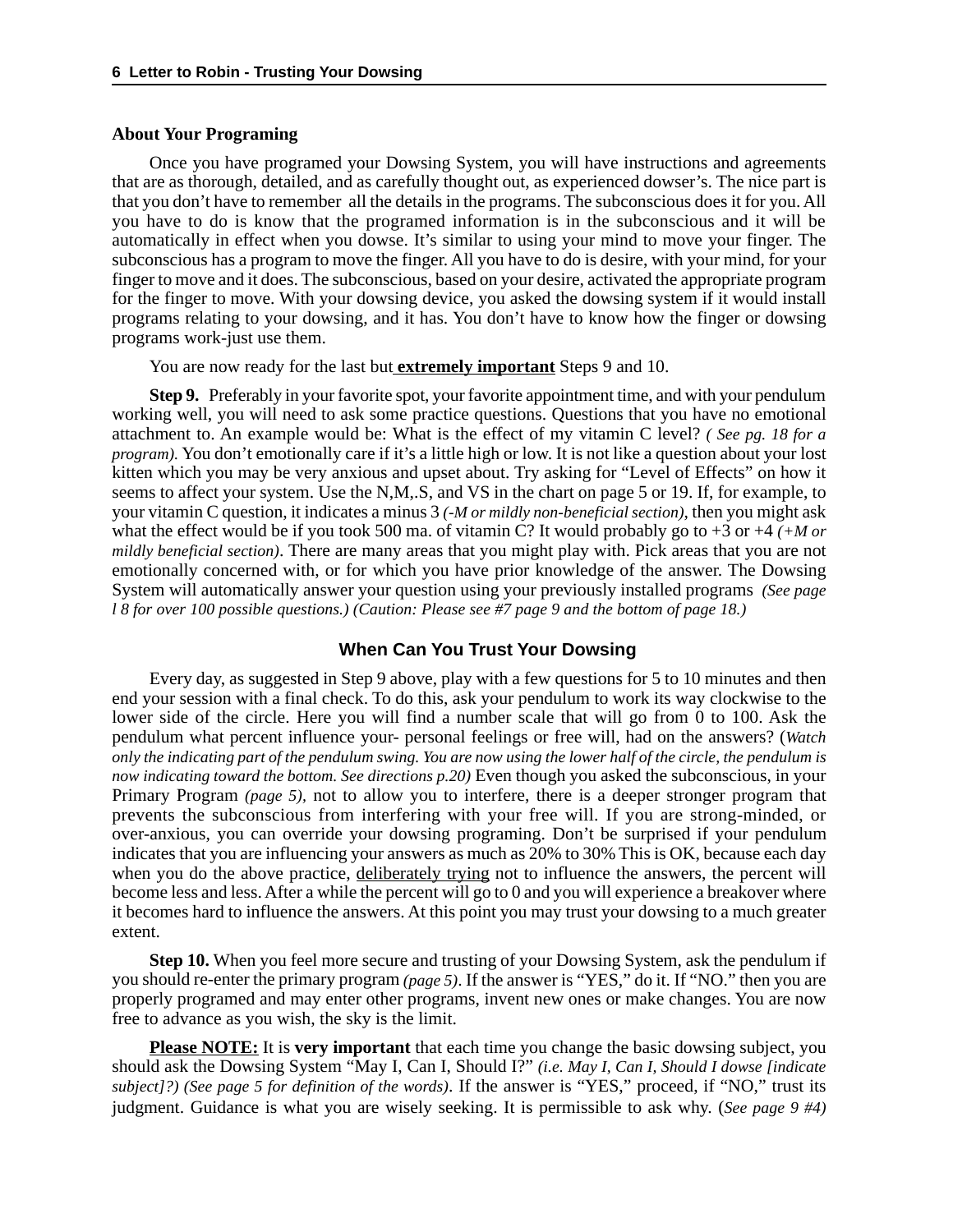### About Your Programing

Once you have programed your Dowsing System, you will have instructions and agreements that are as thorough, detailed, and as carefully thought out, as experienced dowser's. The nice part is that you don't have to remember all the details in the programs. The subconscious does it for you. All you have to do is know that the programed information is in the subconscious and it will be automatically in effect when you dowse. It's similar to using your mind to move your finger. The subconscious has a program to move the finger. All you have to do is desire, with your mind, for your finger to move and it does. The subconscious, based on your desire, activated the appropriate program for the finger to move. With your dowsing device, you asked the dowsing system if it would install programs relating to your dowsing, and it has. You don't have to know how the finger or dowsing programs work-just use them.

You are now ready for the last but **<u>extremely important</u>** Steps 9 and 10.

**Step 9.** Preferably in your favorite spot, your favorite appointment time, and with your pendulum working well, you will need to ask some practice questions. Questions that you have no emotional attachment to. An example would be: What is the effect of my vitamin C level? *( See pg. 18 for a program).* You don't emotionally care if it's a little high or low. It is not like a question about your lost kitten which you may be very anxious and upset about. Try asking for "Level of Effects" on how it seems to affect your system. Use the N,M,.S, and VS in the chart on page 5 or 19. If, for example, to your vitamin C question, it indicates a minus 3 *(-M or mildly non-beneficial section)*, then you might ask what the effect would be if you took 500 ma. of vitamin C? It would probably go to +3 or +4 *(+M or mildly beneficial section)*. There are many areas that you might play with. Pick areas that you are not emotionally concerned with, or for which you have prior knowledge of the answer. The Dowsing System will automatically answer your question using your previously installed programs *(See page l 8 for over 100 possible questions.) (Caution: Please see #7 page 9 and the bottom of page 18.)*

## When Can You Trust Your Dowsing

Every day, as suggested in Step 9 above, play with a few questions for 5 to 10 minutes and then end your session with a final check. To do this, ask your pendulum to work its way clockwise to the lower side of the circle. Here you will find a number scale that will go from 0 to 100. Ask the pendulum what percent influence your- personal feelings or free will, had on the answers? (*Watch only the indicating part of the pendulum swing. You are now using the lower half of the circle, the pendulum is now indicating toward the bottom. See directions p.20)* Even though you asked the subconscious, in your Primary Program *(page 5),* not to allow you to interfere, there is a deeper stronger program that prevents the subconscious from interfering with your free will. If you are strong-minded, or over-anxious, you can override your dowsing programing. Don't be surprised if your pendulum indicates that you are influencing your answers as much as 20% to 30% This is OK, because each day when you do the above practice, <u>deliberately trying</u> not to influence the answers, the percent will become less and less. After a while the percent will go to 0 and you will experience a breakover where it becomes hard to influence the answers. At this point you may trust your dowsing to a much greater extent.

**Step 10.** When you feel more secure and trusting of your Dowsing System, ask the pendulum if you should re-enter the primary program *(page 5)*. If the answer is "YES," do it. If "NO." then you are properly programed and may enter other programs, invent new ones or make changes. You are now free to advance as you wish, the sky is the limit.

**<u>Please NOTE:</u>** It is **very important** that each time you change the basic dowsing subject, you should ask the Dowsing System "May I, Can I, Should I?" *(i.e. May I, Can I, Should I dowse [indicate subject]?) (See page 5 for definition of the words)*. If the answer is "YES," proceed, if "NO," trust its judgment. Guidance is what you are wisely seeking. It is permissible to ask why. (*See page 9 #4)*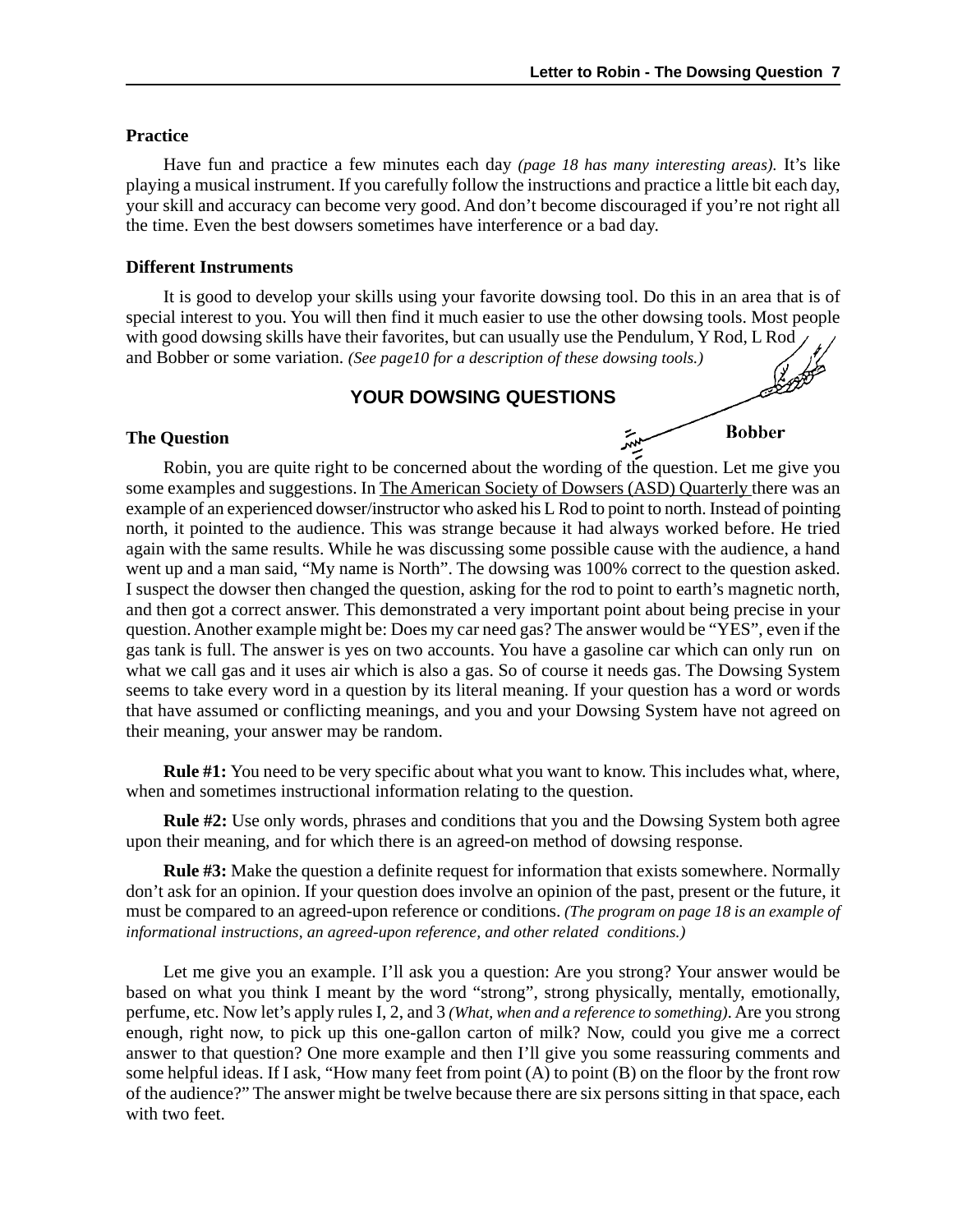**Practice**

Have fun and practice a few minutes each day *(page 18 has many interesting areas).* It's like playing a musical instrument. If you carefully follow the instructions and practice a little bit each day, your skill and accuracy can become very good. And don't become discouraged if you're not right all the time. Even the best dowsers sometimes have interference or a bad day.

**Different Instruments**

It is good to develop your skills using your favorite dowsing tool. Do this in an area that is of special interest to you. You will then find it much easier to use the other dowsing tools. Most people with good dowsing skills have their favorites, but can usually use the Pendulum, Y Rod, L Rod and Bobber or some variation. *(See page10 for a description of these dowsing tools.)*

Bobber

## YOUR DOWSING QUESTIONS

**The Question**

Robin, you are quite right to be concerned about the wording of the question. Let me give you some examples and suggestions. In The American Society of Dowsers (ASD) Quarterly there was an example of an experienced dowser/instructor who asked his L Rod to point to north. Instead of pointing north, it pointed to the audience. This was strange because it had always worked before. He tried again with the same results. While he was discussing some possible cause with the audience, a hand went up and a man said, "My name is North". The dowsing was 100% correct to the question asked. I suspect the dowser then changed the question, asking for the rod to point to earth's magnetic north, and then got a correct answer. This demonstrated a very important point about being precise in your question. Another example might be: Does my car need gas? The answer would be "YES", even if the gas tank is full. The answer is yes on two accounts. You have a gasoline car which can only run on what we call gas and it uses air which is also a gas. So of course it needs gas. The Dowsing System seems to take every word in a question by its literal meaning. If your question has a word or words that have assumed or conflicting meanings, and you and your Dowsing System have not agreed on their meaning, your answer may be random.

**Rule #1:** You need to be very specific about what you want to know. This includes what, where, when and sometimes instructional information relating to the question.

**Rule #2:** Use only words, phrases and conditions that you and the Dowsing System both agree upon their meaning, and for which there is an agreed-on method of dowsing response.

**Rule #3:** Make the question a definite request for information that exists somewhere. Normally don't ask for an opinion. If your question does involve an opinion of the past, present or the future, it must be compared to an agreed-upon reference or conditions. *(The program on page 18 is an example of informational instructions, an agreed-upon reference, and other related conditions.)*

Let me give you an example. I'll ask you a question: Are you strong? Your answer would be based on what you think I meant by the word "strong", strong physically, mentally, emotionally, perfume, etc. Now let's apply rules I, 2, and 3 *(What, when and a reference to something)*. Are you strong enough, right now, to pick up this one-gallon carton of milk? Now, could you give me a correct answer to that question? One more example and then I'll give you some reassuring comments and some helpful ideas. If I ask, "How many feet from point (A) to point (B) on the floor by the front row of the audience?" The answer might be twelve because there are six persons sitting in that space, each with two feet.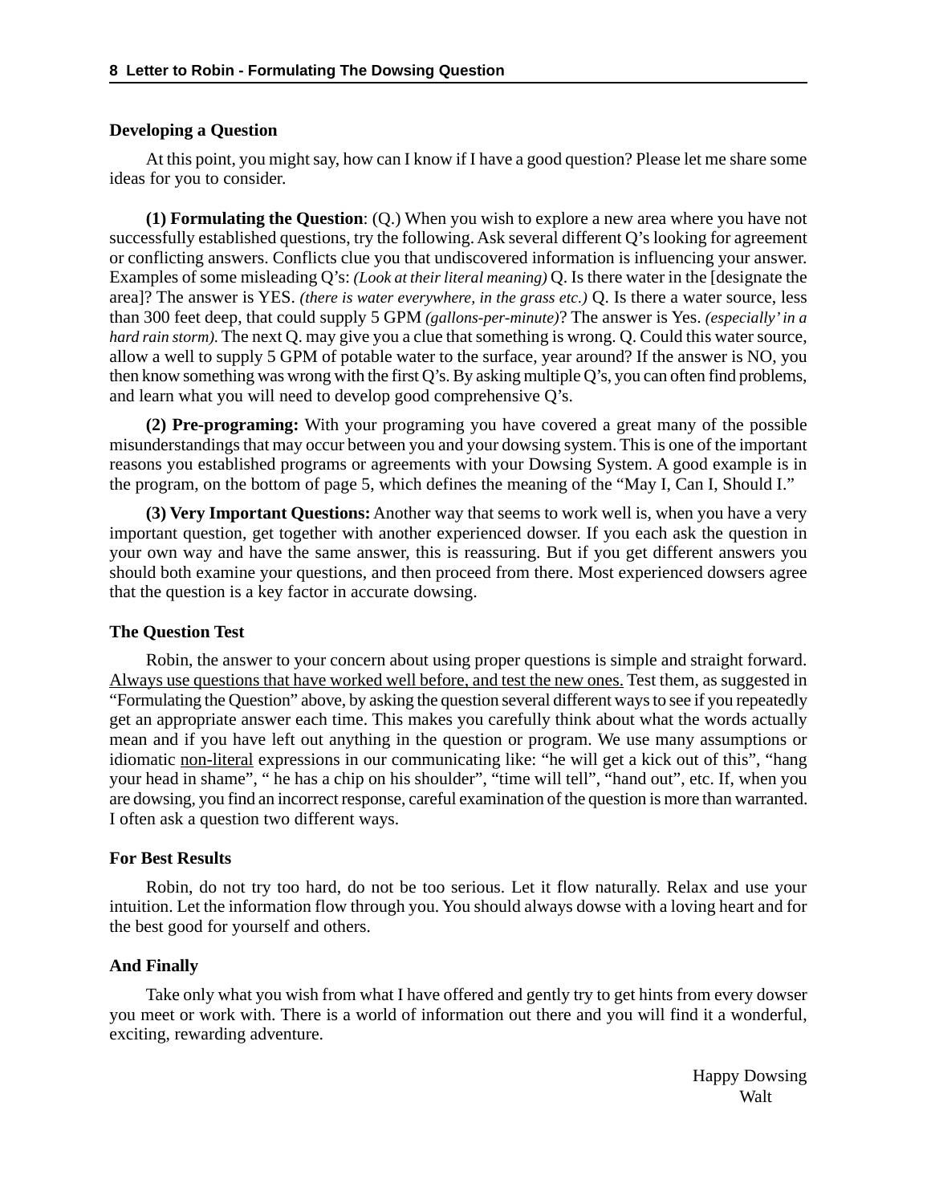### Developing a Question

At this point, you might say, how can I know if I have a good question? Please let me share some ideas for you to consider.

**(1) Formulating the Question**: (Q.) When you wish to explore a new area where you have not successfully established questions, try the following. Ask several different Q's looking for agreement or conflicting answers. Conflicts clue you that undiscovered information is influencing your answer. Examples of some misleading Q's: *(Look at their literal meaning)* Q. Is there water in the [designate the area]? The answer is YES. *(there is water everywhere, in the grass etc.)* Q. Is there a water source, less than 300 feet deep, that could supply 5 GPM *(gallons-per-minute)*? The answer is Yes. *(especially' in a hard rain storm).* The next Q. may give you a clue that something is wrong. Q. Could this water source, allow a well to supply 5 GPM of potable water to the surface, year around? If the answer is NO, you then know something was wrong with the first Q's. By asking multiple Q's, you can often find problems, and learn what you will need to develop good comprehensive Q's.

**(2) Pre-programing:** With your programing you have covered a great many of the possible misunderstandings that may occur between you and your dowsing system. This is one of the important reasons you established programs or agreements with your Dowsing System. A good example is in the program, on the bottom of page 5, which defines the meaning of the "May I, Can I, Should I."

**(3) Very Important Questions:** Another way that seems to work well is, when you have a very important question, get together with another experienced dowser. If you each ask the question in your own way and have the same answer, this is reassuring. But if you get different answers you should both examine your questions, and then proceed from there. Most experienced dowsers agree that the question is a key factor in accurate dowsing.

### The Question Test

Robin, the answer to your concern about using proper questions is simple and straight forward. <u>Always use questions that have worked well before, and test the new ones.</u> Test them, as suggested in "Formulating the Question" above, by asking the question several different ways to see if you repeatedly get an appropriate answer each time. This makes you carefully think about what the words actually mean and if you have left out anything in the question or program. We use many assumptions or idiomatic <u>non-literal</u> expressions in our communicating like: "he will get a kick out of this", "hang your head in shame", " he has a chip on his shoulder", "time will tell", "hand out", etc. If, when you are dowsing, you find an incorrect response, careful examination of the question is more than warranted. I often ask a question two different ways.

### For Best Results

Robin, do not try too hard, do not be too serious. Let it flow naturally. Relax and use your intuition. Let the information flow through you. You should always dowse with a loving heart and for the best good for yourself and others.

### And Finally

Take only what you wish from what I have offered and gently try to get hints from every dowser you meet or work with. There is a world of information out there and you will find it a wonderful, exciting, rewarding adventure.

Happy Dowsing
Walt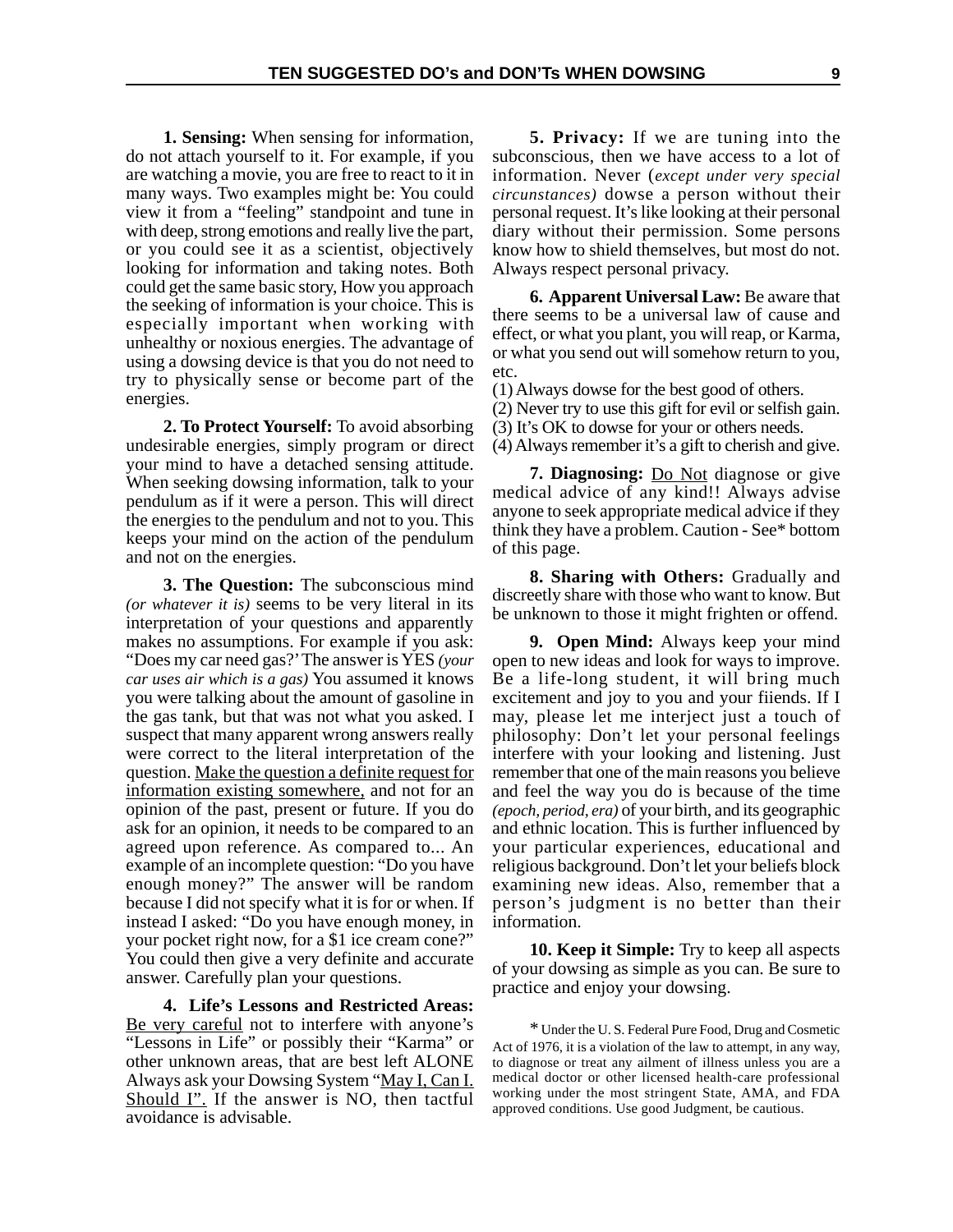# TEN SUGGESTED DO's and DON'Ts WHEN DOWSING

**1. Sensing:** When sensing for information, do not attach yourself to it. For example, if you are watching a movie, you are free to react to it in many ways. Two examples might be: You could view it from a "feeling" standpoint and tune in with deep, strong emotions and really live the part, or you could see it as a scientist, objectively looking for information and taking notes. Both could get the same basic story, How you approach the seeking of information is your choice. This is especially important when working with unhealthy or noxious energies. The advantage of using a dowsing device is that you do not need to try to physically sense or become part of the energies.

**2. To Protect Yourself:** To avoid absorbing undesirable energies, simply program or direct your mind to have a detached sensing attitude. When seeking dowsing information, talk to your pendulum as if it were a person. This will direct the energies to the pendulum and not to you. This keeps your mind on the action of the pendulum and not on the energies.

**3. The Question:** The subconscious mind *(or whatever it is)* seems to be very literal in its interpretation of your questions and apparently makes no assumptions. For example if you ask: "Does my car need gas?' The answer is YES *(your car uses air which is a gas)* You assumed it knows you were talking about the amount of gasoline in the gas tank, but that was not what you asked. I suspect that many apparent wrong answers really were correct to the literal interpretation of the question. <u>Make the question a definite request for information existing somewhere,</u> and not for an opinion of the past, present or future. If you do ask for an opinion, it needs to be compared to an agreed upon reference. As compared to... An example of an incomplete question: "Do you have enough money?" The answer will be random because I did not specify what it is for or when. If instead I asked: "Do you have enough money, in your pocket right now, for a $1 ice cream cone?" You could then give a very definite and accurate answer. Carefully plan your questions.

**4. Life's Lessons and Restricted Areas:** <u>Be very careful</u> not to interfere with anyone's "Lessons in Life" or possibly their "Karma" or other unknown areas, that are best left ALONE Always ask your Dowsing System "<u>May I, Can I. Should I".</u> If the answer is NO, then tactful avoidance is advisable.

**5. Privacy:** If we are tuning into the subconscious, then we have access to a lot of information. Never (*except under very special circunstances)* dowse a person without their personal request. It's like looking at their personal diary without their permission. Some persons know how to shield themselves, but most do not. Always respect personal privacy.

**6. Apparent Universal Law:** Be aware that there seems to be a universal law of cause and effect, or what you plant, you will reap, or Karma, or what you send out will somehow return to you, etc.

(1) Always dowse for the best good of others.
(2) Never try to use this gift for evil or selfish gain.
(3) It's OK to dowse for your or others needs.
(4) Always remember it's a gift to cherish and give.

**7. Diagnosing:** <u>Do Not</u> diagnose or give medical advice of any kind!! Always advise anyone to seek appropriate medical advice if they think they have a problem. Caution - See* bottom of this page.

**8. Sharing with Others:** Gradually and discreetly share with those who want to know. But be unknown to those it might frighten or offend.

**9. Open Mind:** Always keep your mind open to new ideas and look for ways to improve. Be a life-long student, it will bring much excitement and joy to you and your fiiends. If I may, please let me interject just a touch of philosophy: Don't let your personal feelings interfere with your looking and listening. Just remember that one of the main reasons you believe and feel the way you do is because of the time *(epoch, period, era)* of your birth, and its geographic and ethnic location. This is further influenced by your particular experiences, educational and religious background. Don't let your beliefs block examining new ideas. Also, remember that a person's judgment is no better than their information.

**10. Keep it Simple:** Try to keep all aspects of your dowsing as simple as you can. Be sure to practice and enjoy your dowsing.

\* Under the U. S. Federal Pure Food, Drug and Cosmetic Act of 1976, it is a violation of the law to attempt, in any way, to diagnose or treat any ailment of illness unless you are a medical doctor or other licensed health-care professional working under the most stringent State, AMA, and FDA approved conditions. Use good Judgment, be cautious.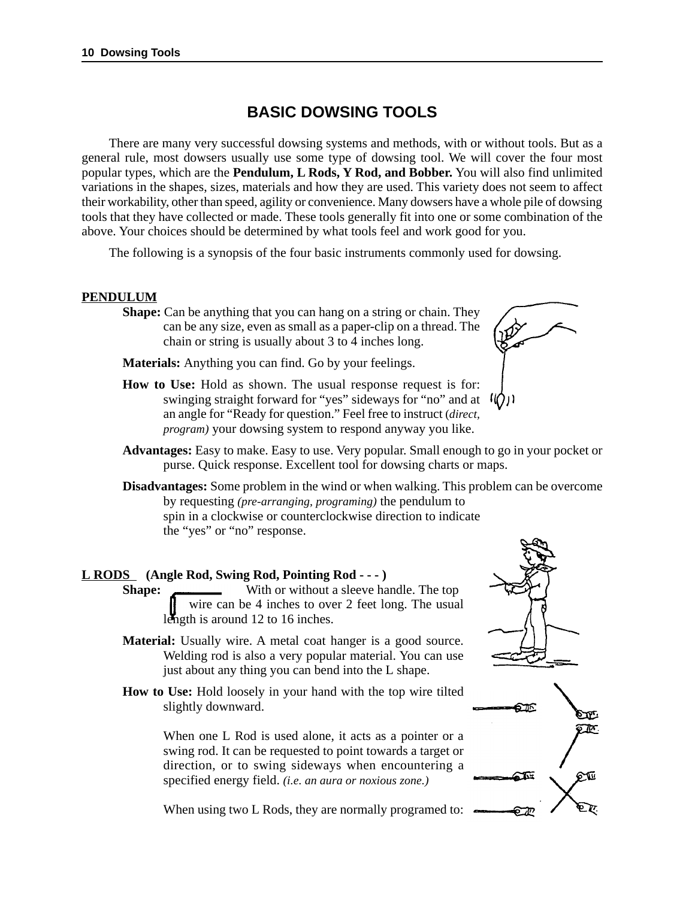## BASIC DOWSING TOOLS

There are many very successful dowsing systems and methods, with or without tools. But as a general rule, most dowsers usually use some type of dowsing tool. We will cover the four most popular types, which are the **Pendulum, L Rods, Y Rod, and Bobber.** You will also find unlimited variations in the shapes, sizes, materials and how they are used. This variety does not seem to affect their workability, other than speed, agility or convenience. Many dowsers have a whole pile of dowsing tools that they have collected or made. These tools generally fit into one or some combination of the above. Your choices should be determined by what tools feel and work good for you.

The following is a synopsis of the four basic instruments commonly used for dowsing.

### PENDULUM

**Shape:** Can be anything that you can hang on a string or chain. They can be any size, even as small as a paper-clip on a thread. The chain or string is usually about 3 to 4 inches long.

**Materials:** Anything you can find. Go by your feelings.

**How to Use:** Hold as shown. The usual response request is for: swinging straight forward for "yes" sideways for "no" and at an angle for "Ready for question." Feel free to instruct (*direct, program)* your dowsing system to respond anyway you like.

**Advantages:** Easy to make. Easy to use. Very popular. Small enough to go in your pocket or purse. Quick response. Excellent tool for dowsing charts or maps.

**Disadvantages:** Some problem in the wind or when walking. This problem can be overcome by requesting *(pre-arranging, programing)* the pendulum to spin in a clockwise or counterclockwise direction to indicate the "yes" or "no" response.

### L RODS (Angle Rod, Swing Rod, Pointing Rod - - - )

**Shape:** With or without a sleeve handle. The top wire can be 4 inches to over 2 feet long. The usual length is around 12 to 16 inches.

**Material:** Usually wire. A metal coat hanger is a good source. Welding rod is also a very popular material. You can use just about any thing you can bend into the L shape.

**How to Use:** Hold loosely in your hand with the top wire tilted slightly downward.

When one L Rod is used alone, it acts as a pointer or a swing rod. It can be requested to point towards a target or direction, or to swing sideways when encountering a specified energy field. *(i.e. an aura or noxious zone.)*

When using two L Rods, they are normally programed to: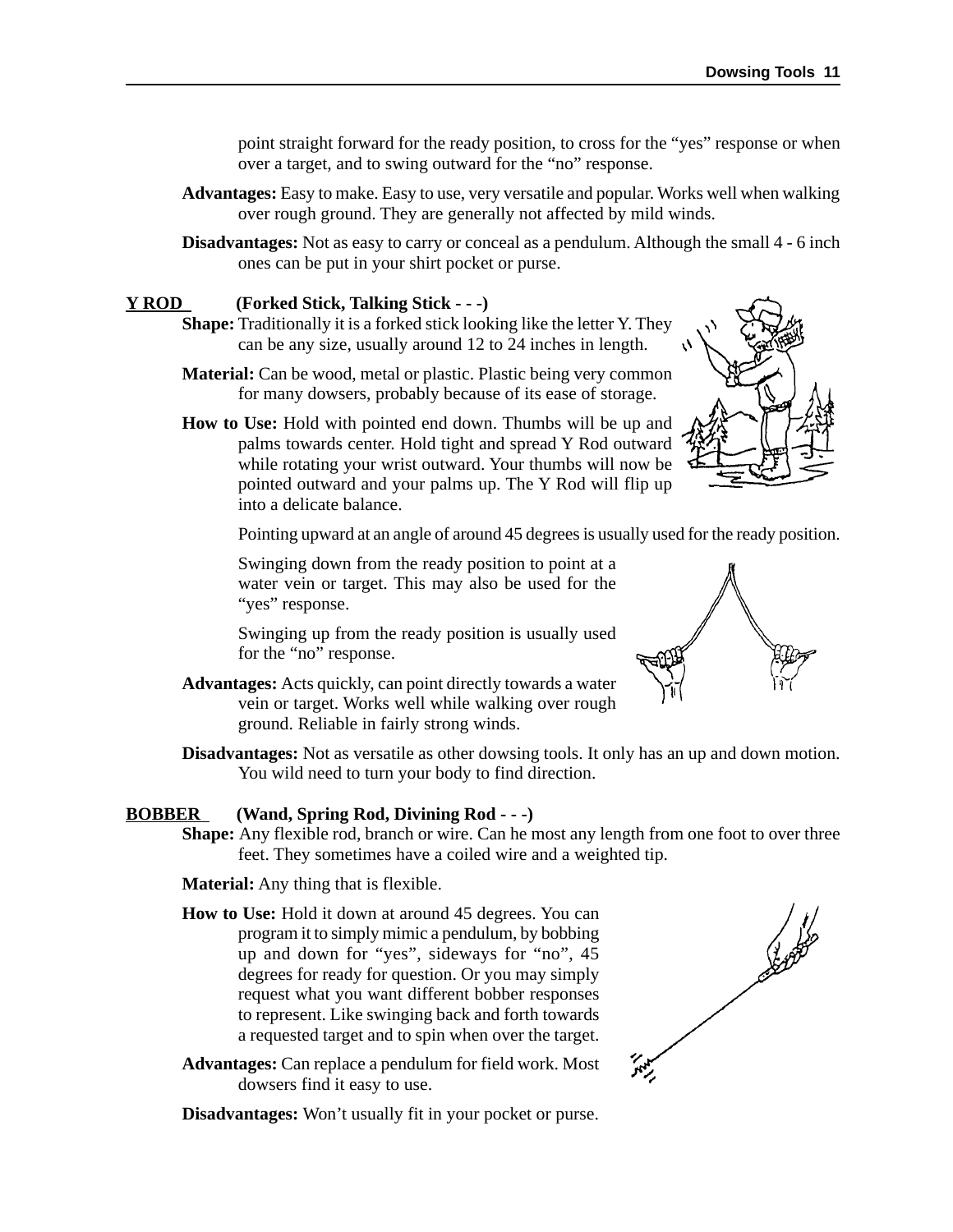point straight forward for the ready position, to cross for the "yes" response or when over a target, and to swing outward for the "no" response.

**Advantages:** Easy to make. Easy to use, very versatile and popular. Works well when walking over rough ground. They are generally not affected by mild winds.

**Disadvantages:** Not as easy to carry or conceal as a pendulum. Although the small 4 - 6 inch ones can be put in your shirt pocket or purse.

**Y ROD (Forked Stick, Talking Stick - - -)**

**Shape:** Traditionally it is a forked stick looking like the letter Y. They can be any size, usually around 12 to 24 inches in length.

**Material:** Can be wood, metal or plastic. Plastic being very common for many dowsers, probably because of its ease of storage.

**How to Use:** Hold with pointed end down. Thumbs will be up and palms towards center. Hold tight and spread Y Rod outward while rotating your wrist outward. Your thumbs will now be pointed outward and your palms up. The Y Rod will flip up into a delicate balance.

Pointing upward at an angle of around 45 degrees is usually used for the ready position.

Swinging down from the ready position to point at a water vein or target. This may also be used for the "yes" response.

Swinging up from the ready position is usually used for the "no" response.

**Advantages:** Acts quickly, can point directly towards a water vein or target. Works well while walking over rough ground. Reliable in fairly strong winds.

**Disadvantages:** Not as versatile as other dowsing tools. It only has an up and down motion. You wild need to turn your body to find direction.

**BOBBER (Wand, Spring Rod, Divining Rod - - -)**

**Shape:** Any flexible rod, branch or wire. Can he most any length from one foot to over three feet. They sometimes have a coiled wire and a weighted tip.

**Material:** Any thing that is flexible.

**How to Use:** Hold it down at around 45 degrees. You can program it to simply mimic a pendulum, by bobbing up and down for "yes", sideways for "no", 45 degrees for ready for question. Or you may simply request what you want different bobber responses to represent. Like swinging back and forth towards a requested target and to spin when over the target.

**Advantages:** Can replace a pendulum for field work. Most dowsers find it easy to use.

**Disadvantages:** Won't usually fit in your pocket or purse.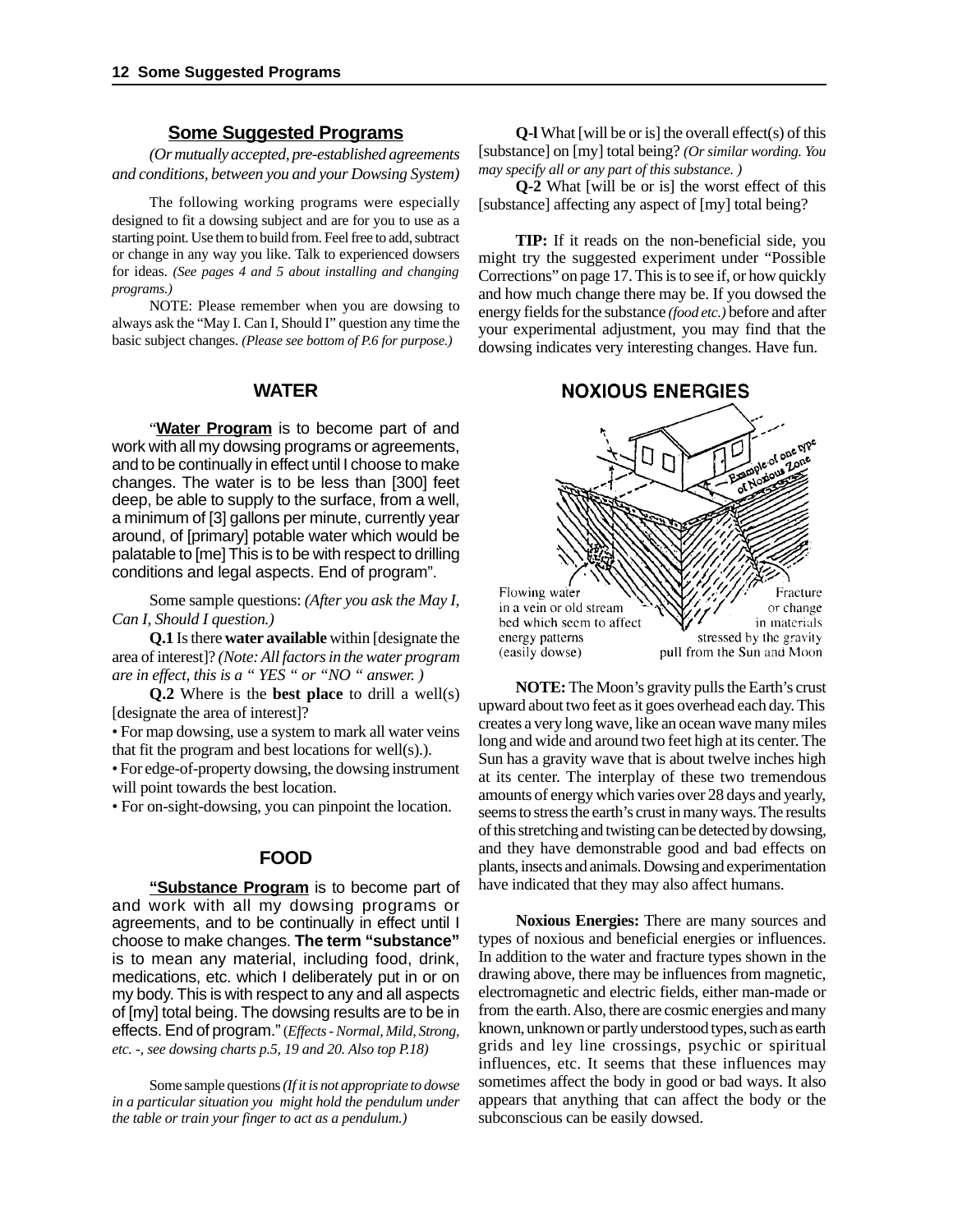## Some Suggested Programs

*(Or mutually accepted, pre-established agreements and conditions, between you and your Dowsing System)*

The following working programs were especially designed to fit a dowsing subject and are for you to use as a starting point. Use them to build from. Feel free to add, subtract or change in any way you like. Talk to experienced dowsers for ideas. *(See pages 4 and 5 about installing and changing programs.)*

NOTE: Please remember when you are dowsing to always ask the "May I. Can I, Should I" question any time the basic subject changes. *(Please see bottom of P.6 for purpose.)*

### WATER

"**Water Program** is to become part of and work with all my dowsing programs or agreements, and to be continually in effect until I choose to make changes. The water is to be less than [300] feet deep, be able to supply to the surface, from a well, a minimum of [3] gallons per minute, currently year around, of [primary] potable water which would be palatable to [me] This is to be with respect to drilling conditions and legal aspects. End of program".

Some sample questions: *(After you ask the May I, Can I, Should I question.)*

**Q.1** Is there **water available** within [designate the area of interest]? *(Note: All factors in the water program are in effect, this is a " YES " or "NO " answer. )*

**Q.2** Where is the **best place** to drill a well(s) [designate the area of interest]?

- For map dowsing, use a system to mark all water veins that fit the program and best locations for well(s).).
- For edge-of-property dowsing, the dowsing instrument will point towards the best location.
- For on-sight-dowsing, you can pinpoint the location.

### FOOD

"**Substance Program** is to become part of and work with all my dowsing programs or agreements, and to be continually in effect until I choose to make changes. **The term "substance"** is to mean any material, including food, drink, medications, etc. which I deliberately put in or on my body. This is with respect to any and all aspects of [my] total being. The dowsing results are to be in effects. End of program." (*Effects - Normal, Mild, Strong, etc. -, see dowsing charts p.5, 19 and 20. Also top P.18)*

Some sample questions *(If it is not appropriate to dowse in a particular situation you might hold the pendulum under the table or train your finger to act as a pendulum.)*

**Q-l** What [will be or is] the overall effect(s) of this [substance] on [my] total being? *(Or similar wording. You may specify all or any part of this substance. )*

**Q-2** What [will be or is] the worst effect of this [substance] affecting any aspect of [my] total being?

**TIP:** If it reads on the non-beneficial side, you might try the suggested experiment under "Possible Corrections" on page 17. This is to see if, or how quickly and how much change there may be. If you dowsed the energy fields for the substance *(food etc.)* before and after your experimental adjustment, you may find that the dowsing indicates very interesting changes. Have fun.

### NOXIOUS ENERGIES

Example of one type of Noxious Zone

Flowing water in a vein or old stream bed which seem to affect energy patterns (easily dowse)

Fracture or change in materials stressed by the gravity pull from the Sun and Moon

**NOTE:** The Moon's gravity pulls the Earth's crust upward about two feet as it goes overhead each day. This creates a very long wave, like an ocean wave many miles long and wide and around two feet high at its center. The Sun has a gravity wave that is about twelve inches high at its center. The interplay of these two tremendous amounts of energy which varies over 28 days and yearly, seems to stress the earth's crust in many ways. The results of this stretching and twisting can be detected by dowsing, and they have demonstrable good and bad effects on plants, insects and animals. Dowsing and experimentation have indicated that they may also affect humans.

**Noxious Energies:** There are many sources and types of noxious and beneficial energies or influences. In addition to the water and fracture types shown in the drawing above, there may be influences from magnetic, electromagnetic and electric fields, either man-made or from the earth. Also, there are cosmic energies and many known, unknown or partly understood types, such as earth grids and ley line crossings, psychic or spiritual influences, etc. It seems that these influences may sometimes affect the body in good or bad ways. It also appears that anything that can affect the body or the subconscious can be easily dowsed.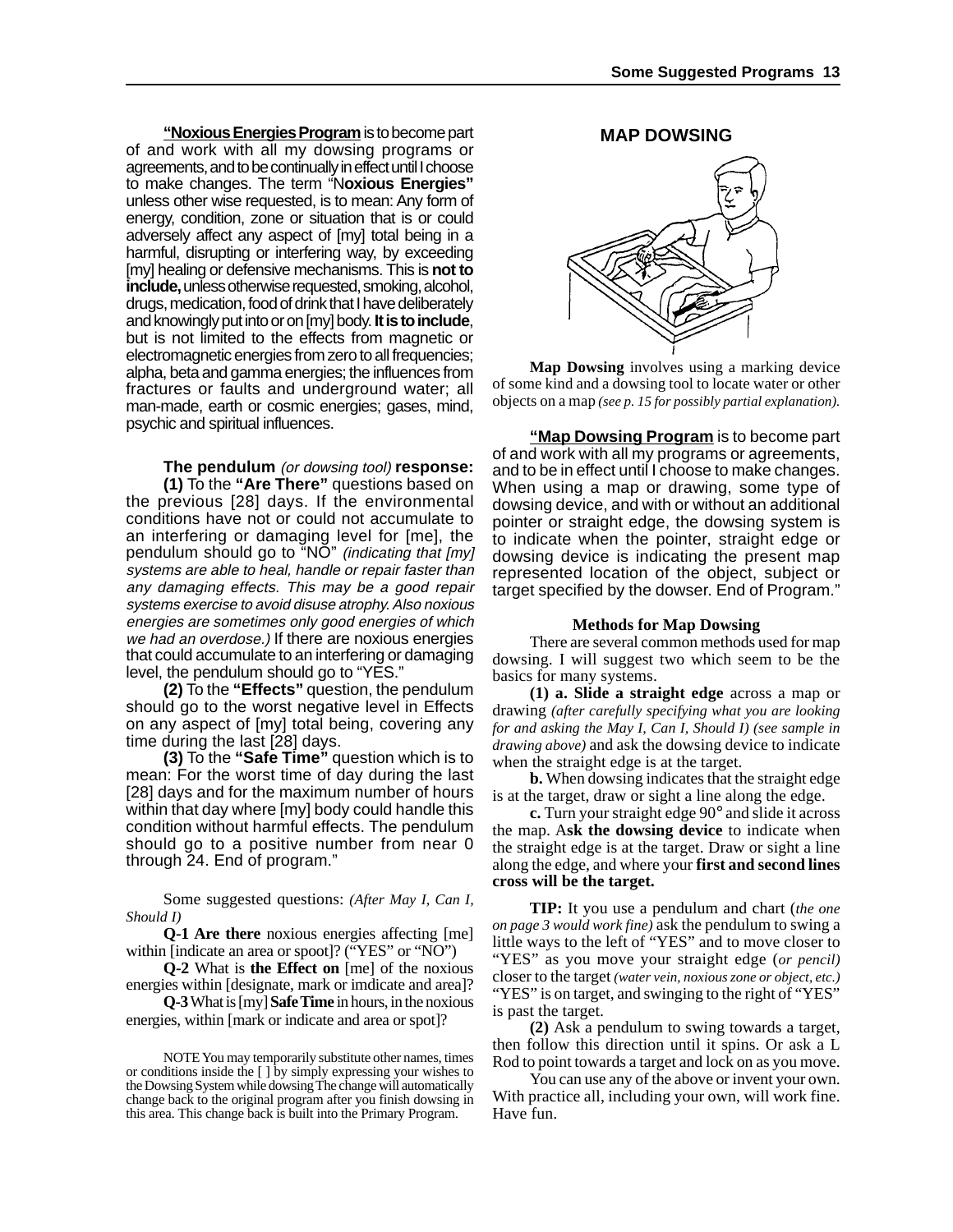**<u>"Noxious Energies Program</u>** is to become part of and work with all my dowsing programs or agreements, and to be continually in effect until I choose to make changes. The term "N**oxious Energies"** unless other wise requested, is to mean: Any form of energy, condition, zone or situation that is or could adversely affect any aspect of [my] total being in a harmful, disrupting or interfering way, by exceeding [my] healing or defensive mechanisms. This is **not to include,** unless otherwise requested, smoking, alcohol, drugs, medication, food of drink that I have deliberately and knowingly put into or on [my] body. **It is to include**, but is not limited to the effects from magnetic or electromagnetic energies from zero to all frequencies; alpha, beta and gamma energies; the influences from fractures or faults and underground water; all man-made, earth or cosmic energies; gases, mind, psychic and spiritual influences.

**The pendulum** *(or dowsing tool)* **response:**

**(1)** To the **"Are There"** questions based on the previous [28] days. If the environmental conditions have not or could not accumulate to an interfering or damaging level for [me], the pendulum should go to "NO" *(indicating that [my] systems are able to heal, handle or repair faster than any damaging effects. This may be a good repair systems exercise to avoid disuse atrophy. Also noxious energies are sometimes only good energies of which we had an overdose.)* If there are noxious energies that could accumulate to an interfering or damaging level, the pendulum should go to "YES."

**(2)** To the **"Effects"** question, the pendulum should go to the worst negative level in Effects on any aspect of [my] total being, covering any time during the last [28] days.

**(3)** To the **"Safe Time"** question which is to mean: For the worst time of day during the last [28] days and for the maximum number of hours within that day where [my] body could handle this condition without harmful effects. The pendulum should go to a positive number from near 0 through 24. End of program."

Some suggested questions: *(After May I, Can I, Should I)*

**Q-1 Are there** noxious energies affecting [me] within [indicate an area or spoot]? ("YES" or "NO")

**Q-2** What is **the Effect on** [me] of the noxious energies within [designate, mark or imdicate and area]?

**Q-3** What is [my] **Safe Time** in hours, in the noxious energies, within [mark or indicate and area or spot]?

NOTE You may temporarily substitute other names, times or conditions inside the [ ] by simply expressing your wishes to the Dowsing System while dowsing The change will automatically change back to the original program after you finish dowsing in this area. This change back is built into the Primary Program.

## MAP DOWSING

**Map Dowsing** involves using a marking device of some kind and a dowsing tool to locate water or other objects on a map *(see p. 15 for possibly partial explanation).*

**<u>"Map Dowsing Program</u>** is to become part of and work with all my programs or agreements, and to be in effect until I choose to make changes. When using a map or drawing, some type of dowsing device, and with or without an additional pointer or straight edge, the dowsing system is to indicate when the pointer, straight edge or dowsing device is indicating the present map represented location of the object, subject or target specified by the dowser. End of Program."

### Methods for Map Dowsing

There are several common methods used for map dowsing. I will suggest two which seem to be the basics for many systems.

**(1) a. Slide a straight edge** across a map or drawing *(after carefully specifying what you are looking for and asking the May I, Can I, Should I) (see sample in drawing above)* and ask the dowsing device to indicate when the straight edge is at the target.

**b.** When dowsing indicates that the straight edge is at the target, draw or sight a line along the edge.

**c.** Turn your straight edge 90° and slide it across the map. A**sk the dowsing device** to indicate when the straight edge is at the target. Draw or sight a line along the edge, and where your **first and second lines cross will be the target.**

**TIP:** It you use a pendulum and chart (*the one on page 3 would work fine)* ask the pendulum to swing a little ways to the left of "YES" and to move closer to "YES" as you move your straight edge (*or pencil)* closer to the target *(water vein, noxious zone or object, etc.)* "YES" is on target, and swinging to the right of "YES" is past the target.

**(2)** Ask a pendulum to swing towards a target, then follow this direction until it spins. Or ask a L Rod to point towards a target and lock on as you move.

You can use any of the above or invent your own. With practice all, including your own, will work fine. Have fun.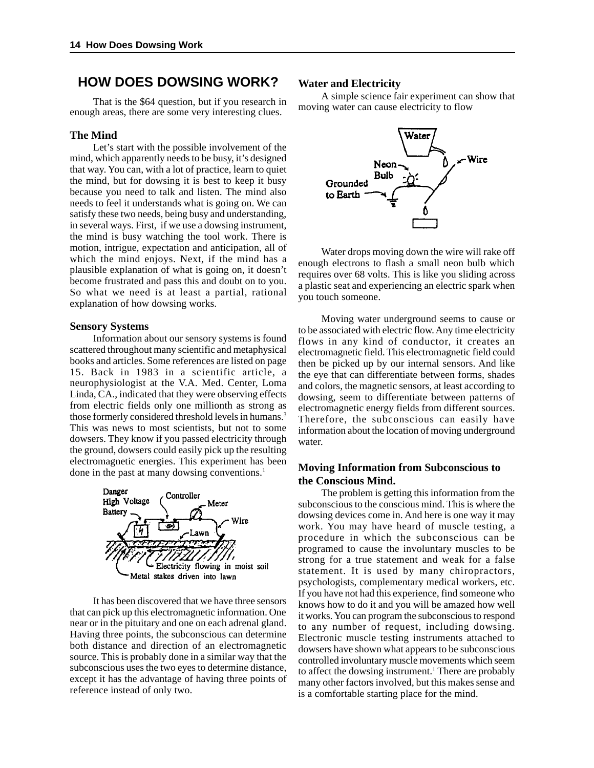# HOW DOES DOWSING WORK?

That is the $64 question, but if you research in enough areas, there are some very interesting clues.

### The Mind

Let's start with the possible involvement of the mind, which apparently needs to be busy, it's designed that way. You can, with a lot of practice, learn to quiet the mind, but for dowsing it is best to keep it busy because you need to talk and listen. The mind also needs to feel it understands what is going on. We can satisfy these two needs, being busy and understanding, in several ways. First, if we use a dowsing instrument, the mind is busy watching the tool work. There is motion, intrigue, expectation and anticipation, all of which the mind enjoys. Next, if the mind has a plausible explanation of what is going on, it doesn't become frustrated and pass this and doubt on to you. So what we need is at least a partial, rational explanation of how dowsing works.

### Sensory Systems

Information about our sensory systems is found scattered throughout many scientific and metaphysical books and articles. Some references are listed on page 15. Back in 1983 in a scientific article, a neurophysiologist at the V.A. Med. Center, Loma Linda, CA., indicated that they were observing effects from electric fields only one millionth as strong as those formerly considered threshold levels in humans.[3] This was news to most scientists, but not to some dowsers. They know if you passed electricity through the ground, dowsers could easily pick up the resulting electromagnetic energies. This experiment has been done in the past at many dowsing conventions.[1]

It has been discovered that we have three sensors that can pick up this electromagnetic information. One near or in the pituitary and one on each adrenal gland. Having three points, the subconscious can determine both distance and direction of an electromagnetic source. This is probably done in a similar way that the subconscious uses the two eyes to determine distance, except it has the advantage of having three points of reference instead of only two.

### Water and Electricity

A simple science fair experiment can show that moving water can cause electricity to flow

Water drops moving down the wire will rake off enough electrons to flash a small neon bulb which requires over 68 volts. This is like you sliding across a plastic seat and experiencing an electric spark when you touch someone.

Moving water underground seems to cause or to be associated with electric flow. Any time electricity flows in any kind of conductor, it creates an electromagnetic field. This electromagnetic field could then be picked up by our internal sensors. And like the eye that can differentiate between forms, shades and colors, the magnetic sensors, at least according to dowsing, seem to differentiate between patterns of electromagnetic energy fields from different sources. Therefore, the subconscious can easily have information about the location of moving underground water.

### Moving Information from Subconscious to the Conscious Mind.

The problem is getting this information from the subconscious to the conscious mind. This is where the dowsing devices come in. And here is one way it may work. You may have heard of muscle testing, a procedure in which the subconscious can be programed to cause the involuntary muscles to be strong for a true statement and weak for a false statement. It is used by many chiropractors, psychologists, complementary medical workers, etc. If you have not had this experience, find someone who knows how to do it and you will be amazed how well it works. You can program the subconscious to respond to any number of request, including dowsing. Electronic muscle testing instruments attached to dowsers have shown what appears to be subconscious controlled involuntary muscle movements which seem to affect the dowsing instrument.[1] There are probably many other factors involved, but this makes sense and is a comfortable starting place for the mind.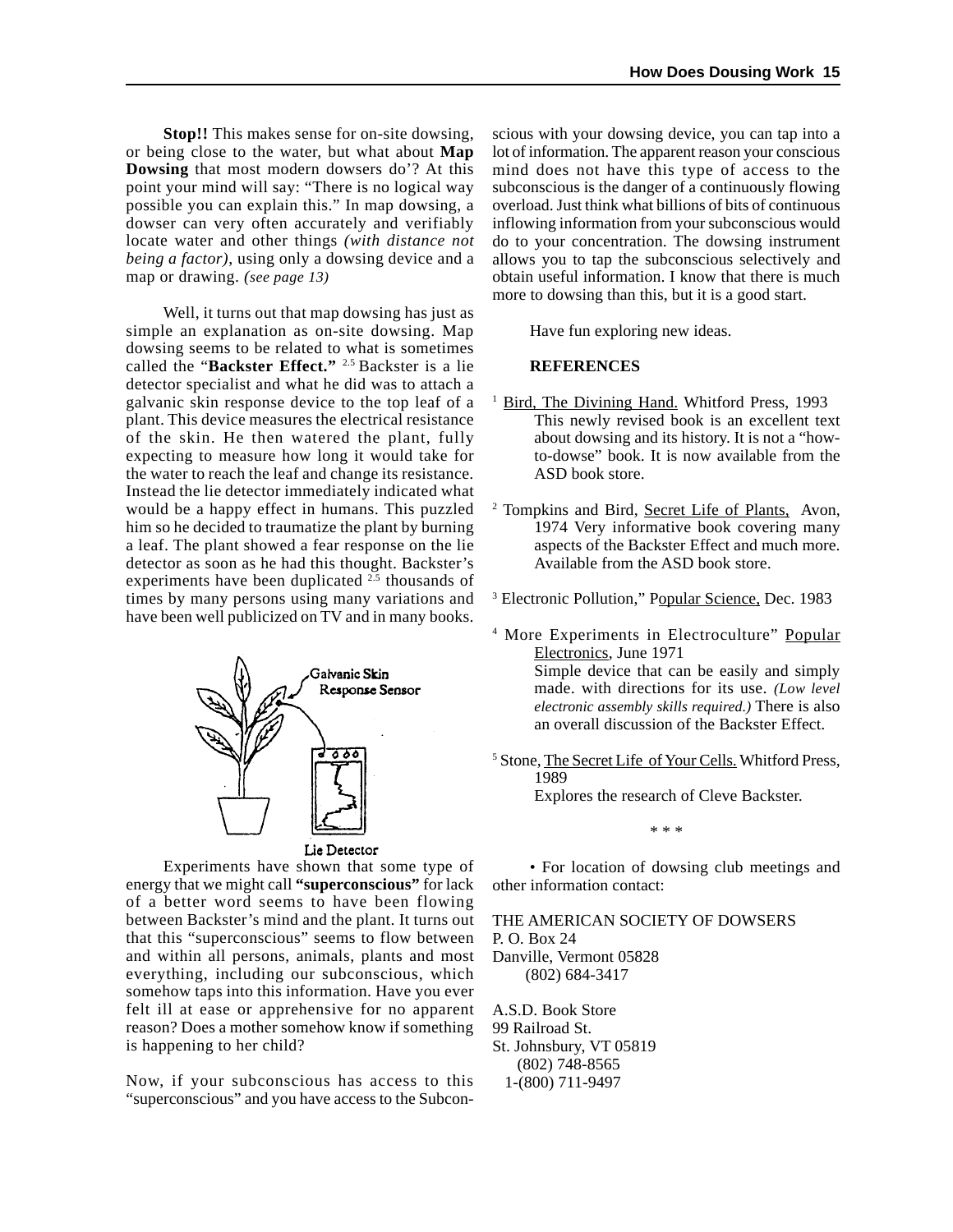**Stop!!** This makes sense for on-site dowsing, or being close to the water, but what about **Map Dowsing** that most modern dowsers do'? At this point your mind will say: "There is no logical way possible you can explain this." In map dowsing, a dowser can very often accurately and verifiably locate water and other things *(with distance not being a factor)*, using only a dowsing device and a map or drawing. *(see page 13)*

Well, it turns out that map dowsing has just as simple an explanation as on-site dowsing. Map dowsing seems to be related to what is sometimes called the "**Backster Effect.**" [2,5] Backster is a lie detector specialist and what he did was to attach a galvanic skin response device to the top leaf of a plant. This device measures the electrical resistance of the skin. He then watered the plant, fully expecting to measure how long it would take for the water to reach the leaf and change its resistance. Instead the lie detector immediately indicated what would be a happy effect in humans. This puzzled him so he decided to traumatize the plant by burning a leaf. The plant showed a fear response on the lie detector as soon as he had this thought. Backster's experiments have been duplicated [2,5] thousands of times by many persons using many variations and have been well publicized on TV and in many books.

Galvanic Skin Response Sensor

Lie Detector

Experiments have shown that some type of energy that we might call **"superconscious"** for lack of a better word seems to have been flowing between Backster's mind and the plant. It turns out that this "superconscious" seems to flow between and within all persons, animals, plants and most everything, including our subconscious, which somehow taps into this information. Have you ever felt ill at ease or apprehensive for no apparent reason? Does a mother somehow know if something is happening to her child?

Now, if your subconscious has access to this "superconscious" and you have access to the Subconscious with your dowsing device, you can tap into a lot of information. The apparent reason your conscious mind does not have this type of access to the subconscious is the danger of a continuously flowing overload. Just think what billions of bits of continuous inflowing information from your subconscious would do to your concentration. The dowsing instrument allows you to tap the subconscious selectively and obtain useful information. I know that there is much more to dowsing than this, but it is a good start.

Have fun exploring new ideas.

**REFERENCES**

[1] Bird, The Divining Hand. Whitford Press, 1993
This newly revised book is an excellent text about dowsing and its history. It is not a "how-to-dowse" book. It is now available from the ASD book store.

[2] Tompkins and Bird, Secret Life of Plants, Avon, 1974 Very informative book covering many aspects of the Backster Effect and much more. Available from the ASD book store.

[3] Electronic Pollution," Popular Science, Dec. 1983

[4] More Experiments in Electroculture" Popular Electronics, June 1971
Simple device that can be easily and simply made. with directions for its use. *(Low level electronic assembly skills required.)* There is also an overall discussion of the Backster Effect.

[5] Stone, The Secret Life of Your Cells. Whitford Press, 1989
Explores the research of Cleve Backster.

* * *

• For location of dowsing club meetings and other information contact:

THE AMERICAN SOCIETY OF DOWSERS
P. O. Box 24
Danville, Vermont 05828
(802) 684-3417

A.S.D. Book Store
99 Railroad St.
St. Johnsbury, VT 05819
(802) 748-8565
1-(800) 711-9497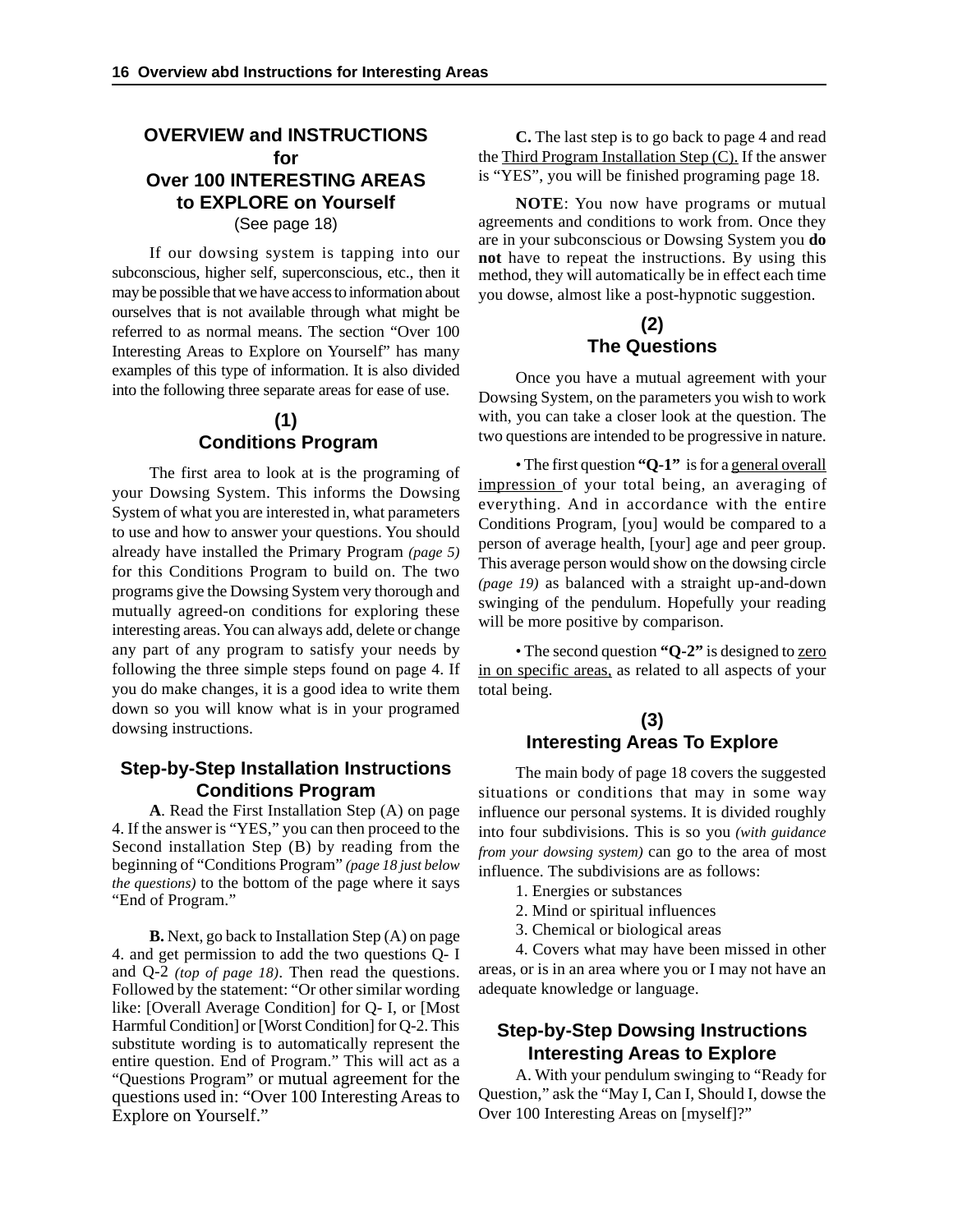## OVERVIEW and INSTRUCTIONS for Over 100 INTERESTING AREAS to EXPLORE on Yourself

(See page 18)

If our dowsing system is tapping into our subconscious, higher self, superconscious, etc., then it may be possible that we have access to information about ourselves that is not available through what might be referred to as normal means. The section "Over 100 Interesting Areas to Explore on Yourself" has many examples of this type of information. It is also divided into the following three separate areas for ease of use.

### (1) Conditions Program

The first area to look at is the programing of your Dowsing System. This informs the Dowsing System of what you are interested in, what parameters to use and how to answer your questions. You should already have installed the Primary Program *(page 5)* for this Conditions Program to build on. The two programs give the Dowsing System very thorough and mutually agreed-on conditions for exploring these interesting areas. You can always add, delete or change any part of any program to satisfy your needs by following the three simple steps found on page 4. If you do make changes, it is a good idea to write them down so you will know what is in your programed dowsing instructions.

### Step-by-Step Installation Instructions Conditions Program

**A**. Read the First Installation Step (A) on page 4. If the answer is "YES," you can then proceed to the Second installation Step (B) by reading from the beginning of "Conditions Program" *(page 18 just below the questions)* to the bottom of the page where it says "End of Program."

**B.** Next, go back to Installation Step (A) on page 4. and get permission to add the two questions Q- I and Q-2 *(top of page 18)*. Then read the questions. Followed by the statement: "Or other similar wording like: [Overall Average Condition] for Q- I, or [Most Harmful Condition] or [Worst Condition] for Q-2. This substitute wording is to automatically represent the entire question. End of Program." This will act as a "Questions Program" or mutual agreement for the questions used in: "Over 100 Interesting Areas to Explore on Yourself."

**C.** The last step is to go back to page 4 and read the Third Program Installation Step (C). If the answer is "YES", you will be finished programing page 18.

**NOTE**: You now have programs or mutual agreements and conditions to work from. Once they are in your subconscious or Dowsing System you **do not** have to repeat the instructions. By using this method, they will automatically be in effect each time you dowse, almost like a post-hypnotic suggestion.

### (2) The Questions

Once you have a mutual agreement with your Dowsing System, on the parameters you wish to work with, you can take a closer look at the question. The two questions are intended to be progressive in nature.

• The first question **"Q-1"** is for a general overall impression of your total being, an averaging of everything. And in accordance with the entire Conditions Program, [you] would be compared to a person of average health, [your] age and peer group. This average person would show on the dowsing circle *(page 19)* as balanced with a straight up-and-down swinging of the pendulum. Hopefully your reading will be more positive by comparison.

• The second question **"Q-2"** is designed to zero in on specific areas, as related to all aspects of your total being.

### (3) Interesting Areas To Explore

The main body of page 18 covers the suggested situations or conditions that may in some way influence our personal systems. It is divided roughly into four subdivisions. This is so you *(with guidance from your dowsing system)* can go to the area of most influence. The subdivisions are as follows:

1. Energies or substances
2. Mind or spiritual influences
3. Chemical or biological areas
4. Covers what may have been missed in other areas, or is in an area where you or I may not have an adequate knowledge or language.

### Step-by-Step Dowsing Instructions Interesting Areas to Explore

A. With your pendulum swinging to "Ready for Question," ask the "May I, Can I, Should I, dowse the Over 100 Interesting Areas on [myself]?"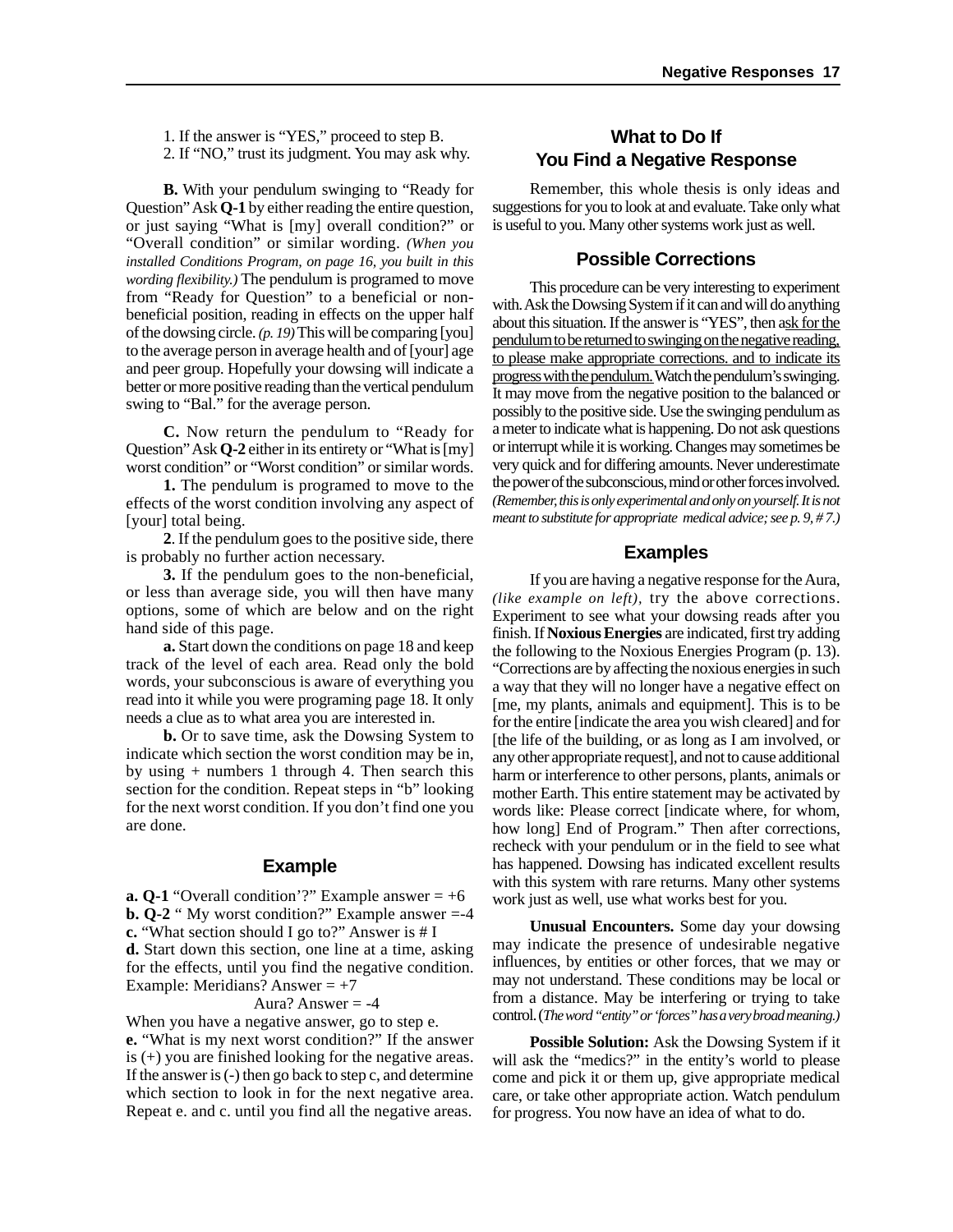1. If the answer is "YES," proceed to step B.
2. If "NO," trust its judgment. You may ask why.

**B.** With your pendulum swinging to "Ready for Question" Ask **Q-1** by either reading the entire question, or just saying "What is [my] overall condition?" or "Overall condition" or similar wording. *(When you installed Conditions Program, on page 16, you built in this wording flexibility.)* The pendulum is programed to move from "Ready for Question" to a beneficial or non-beneficial position, reading in effects on the upper half of the dowsing circle. *(p. 19)* This will be comparing [you] to the average person in average health and of [your] age and peer group. Hopefully your dowsing will indicate a better or more positive reading than the vertical pendulum swing to "Bal." for the average person.

**C.** Now return the pendulum to "Ready for Question" Ask **Q-2** either in its entirety or "What is [my] worst condition" or "Worst condition" or similar words.

**1.** The pendulum is programed to move to the effects of the worst condition involving any aspect of [your] total being.

**2**. If the pendulum goes to the positive side, there is probably no further action necessary.

**3.** If the pendulum goes to the non-beneficial, or less than average side, you will then have many options, some of which are below and on the right hand side of this page.

**a.** Start down the conditions on page 18 and keep track of the level of each area. Read only the bold words, your subconscious is aware of everything you read into it while you were programing page 18. It only needs a clue as to what area you are interested in.

**b.** Or to save time, ask the Dowsing System to indicate which section the worst condition may be in, by using + numbers 1 through 4. Then search this section for the condition. Repeat steps in "b" looking for the next worst condition. If you don't find one you are done.

## Example

**a. Q-1** "Overall condition'?" Example answer = +6
**b. Q-2** " My worst condition?" Example answer =-4
**c.** "What section should I go to?" Answer is # I
**d.** Start down this section, one line at a time, asking for the effects, until you find the negative condition. Example: Meridians? Answer = +7
Aura? Answer = -4
When you have a negative answer, go to step e.
**e.** "What is my next worst condition?" If the answer is (+) you are finished looking for the negative areas. If the answer is (-) then go back to step c, and determine which section to look in for the next negative area. Repeat e. and c. until you find all the negative areas.

## What to Do If You Find a Negative Response

Remember, this whole thesis is only ideas and suggestions for you to look at and evaluate. Take only what is useful to you. Many other systems work just as well.

## Possible Corrections

This procedure can be very interesting to experiment with. Ask the Dowsing System if it can and will do anything about this situation. If the answer is "YES", then ask for the pendulum to be returned to swinging on the negative reading, to please make appropriate corrections. and to indicate its progress with the pendulum. Watch the pendulum's swinging. It may move from the negative position to the balanced or possibly to the positive side. Use the swinging pendulum as a meter to indicate what is happening. Do not ask questions or interrupt while it is working. Changes may sometimes be very quick and for differing amounts. Never underestimate the power of the subconscious, mind or other forces involved. *(Remember, this is only experimental and only on yourself. It is not meant to substitute for appropriate medical advice; see p. 9, # 7.)*

## Examples

If you are having a negative response for the Aura, *(like example on left),* try the above corrections. Experiment to see what your dowsing reads after you finish. If **Noxious Energies** are indicated, first try adding the following to the Noxious Energies Program (p. 13). "Corrections are by affecting the noxious energies in such a way that they will no longer have a negative effect on [me, my plants, animals and equipment]. This is to be for the entire [indicate the area you wish cleared] and for [the life of the building, or as long as I am involved, or any other appropriate request], and not to cause additional harm or interference to other persons, plants, animals or mother Earth. This entire statement may be activated by words like: Please correct [indicate where, for whom, how long] End of Program." Then after corrections, recheck with your pendulum or in the field to see what has happened. Dowsing has indicated excellent results with this system with rare returns. Many other systems work just as well, use what works best for you.

**Unusual Encounters.** Some day your dowsing may indicate the presence of undesirable negative influences, by entities or other forces, that we may or may not understand. These conditions may be local or from a distance. May be interfering or trying to take control. (*The word "entity" or 'forces" has a very broad meaning.)*

**Possible Solution:** Ask the Dowsing System if it will ask the "medics?" in the entity's world to please come and pick it or them up, give appropriate medical care, or take other appropriate action. Watch pendulum for progress. You now have an idea of what to do.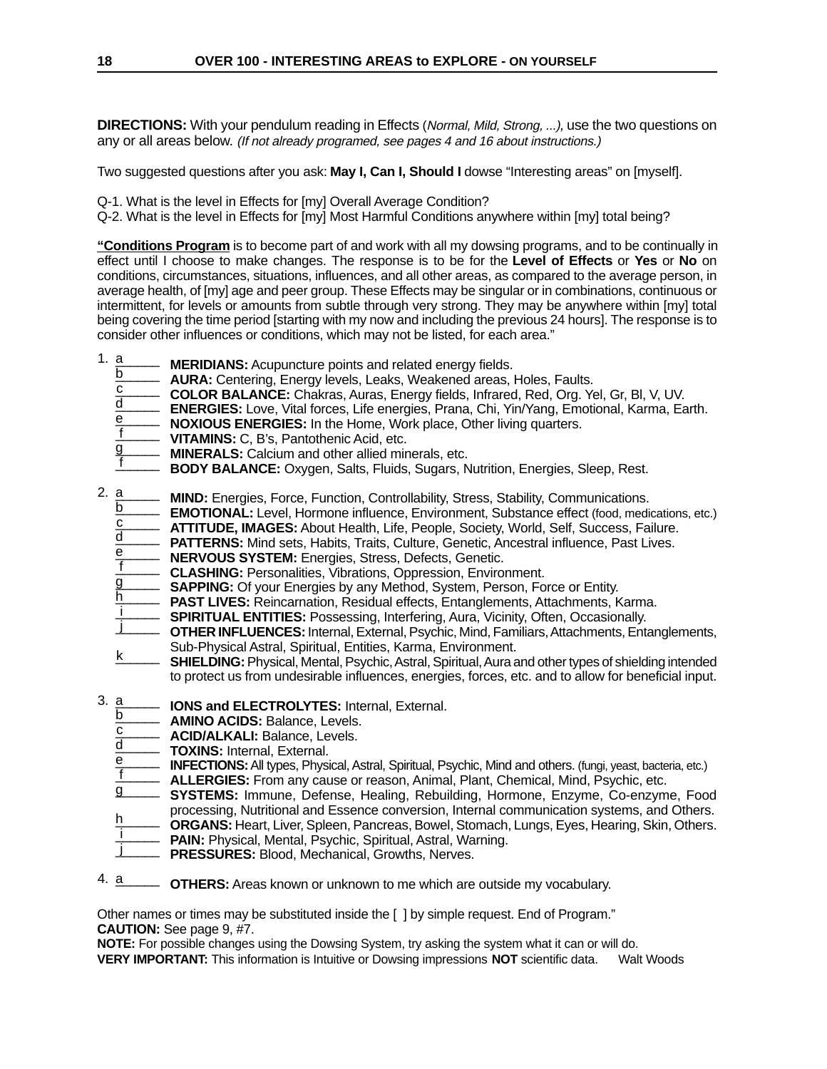## OVER 100 - INTERESTING AREAS to EXPLORE - ON YOURSELF

**DIRECTIONS:** With your pendulum reading in Effects (*Normal, Mild, Strong, ...),* use the two questions on any or all areas below. *(If not already programed, see pages 4 and 16 about instructions.)*

Two suggested questions after you ask: **May I, Can I, Should I** dowse "Interesting areas" on [myself].

Q-1. What is the level in Effects for [my] Overall Average Condition?
Q-2. What is the level in Effects for [my] Most Harmful Conditions anywhere within [my] total being?

**"Conditions Program** is to become part of and work with all my dowsing programs, and to be continually in effect until I choose to make changes. The response is to be for the **Level of Effects** or **Yes** or **No** on conditions, circumstances, situations, influences, and all other areas, as compared to the average person, in average health, of [my] age and peer group. These Effects may be singular or in combinations, continuous or intermittent, for levels or amounts from subtle through very strong. They may be anywhere within [my] total being covering the time period [starting with my now and including the previous 24 hours]. The response is to consider other influences or conditions, which may not be listed, for each area."

1. a\_\_\_\_\_ **MERIDIANS:** Acupuncture points and related energy fields.
   b\_\_\_\_\_ **AURA:** Centering, Energy levels, Leaks, Weakened areas, Holes, Faults.
   c\_\_\_\_\_ **COLOR BALANCE:** Chakras, Auras, Energy fields, Infrared, Red, Org. Yel, Gr, Bl, V, UV.
   d\_\_\_\_\_ **ENERGIES:** Love, Vital forces, Life energies, Prana, Chi, Yin/Yang, Emotional, Karma, Earth.
   e\_\_\_\_\_ **NOXIOUS ENERGIES:** In the Home, Work place, Other living quarters.
   f\_\_\_\_\_ **VITAMINS:** C, B's, Pantothenic Acid, etc.
   g\_\_\_\_\_ **MINERALS:** Calcium and other allied minerals, etc.
   f\_\_\_\_\_ **BODY BALANCE:** Oxygen, Salts, Fluids, Sugars, Nutrition, Energies, Sleep, Rest.

2. a\_\_\_\_\_ **MIND:** Energies, Force, Function, Controllability, Stress, Stability, Communications.
   b\_\_\_\_\_ **EMOTIONAL:** Level, Hormone influence, Environment, Substance effect (food, medications, etc.)
   c\_\_\_\_\_ **ATTITUDE, IMAGES:** About Health, Life, People, Society, World, Self, Success, Failure.
   d\_\_\_\_\_ **PATTERNS:** Mind sets, Habits, Traits, Culture, Genetic, Ancestral influence, Past Lives.
   e\_\_\_\_\_ **NERVOUS SYSTEM:** Energies, Stress, Defects, Genetic.
   f\_\_\_\_\_ **CLASHING:** Personalities, Vibrations, Oppression, Environment.
   g\_\_\_\_\_ **SAPPING:** Of your Energies by any Method, System, Person, Force or Entity.
   h\_\_\_\_\_ **PAST LIVES:** Reincarnation, Residual effects, Entanglements, Attachments, Karma.
   i\_\_\_\_\_ **SPIRITUAL ENTITIES:** Possessing, Interfering, Aura, Vicinity, Often, Occasionally.
   j\_\_\_\_\_ **OTHER INFLUENCES:** Internal, External, Psychic, Mind, Familiars, Attachments, Entanglements, Sub-Physical Astral, Spiritual, Entities, Karma, Environment.
   k\_\_\_\_\_ **SHIELDING:** Physical, Mental, Psychic, Astral, Spiritual, Aura and other types of shielding intended to protect us from undesirable influences, energies, forces, etc. and to allow for beneficial input.

3. a\_\_\_\_\_ **IONS and ELECTROLYTES:** Internal, External.
   b\_\_\_\_\_ **AMINO ACIDS:** Balance, Levels.
   c\_\_\_\_\_ **ACID/ALKALI:** Balance, Levels.
   d\_\_\_\_\_ **TOXINS:** Internal, External.
   e\_\_\_\_\_ **INFECTIONS:** All types, Physical, Astral, Spiritual, Psychic, Mind and others. (fungi, yeast, bacteria, etc.)
   f\_\_\_\_\_ **ALLERGIES:** From any cause or reason, Animal, Plant, Chemical, Mind, Psychic, etc.
   g\_\_\_\_\_ **SYSTEMS:** Immune, Defense, Healing, Rebuilding, Hormone, Enzyme, Co-enzyme, Food processing, Nutritional and Essence conversion, Internal communication systems, and Others.
   h\_\_\_\_\_ **ORGANS:** Heart, Liver, Spleen, Pancreas, Bowel, Stomach, Lungs, Eyes, Hearing, Skin, Others.
   i\_\_\_\_\_ **PAIN:** Physical, Mental, Psychic, Spiritual, Astral, Warning.
   j\_\_\_\_\_ **PRESSURES:** Blood, Mechanical, Growths, Nerves.

4. a\_\_\_\_\_ **OTHERS:** Areas known or unknown to me which are outside my vocabulary.

Other names or times may be substituted inside the [ ] by simple request. End of Program."
**CAUTION:** See page 9, #7.
**NOTE:** For possible changes using the Dowsing System, try asking the system what it can or will do.
**VERY IMPORTANT:** This information is Intuitive or Dowsing impressions **NOT** scientific data. Walt Woods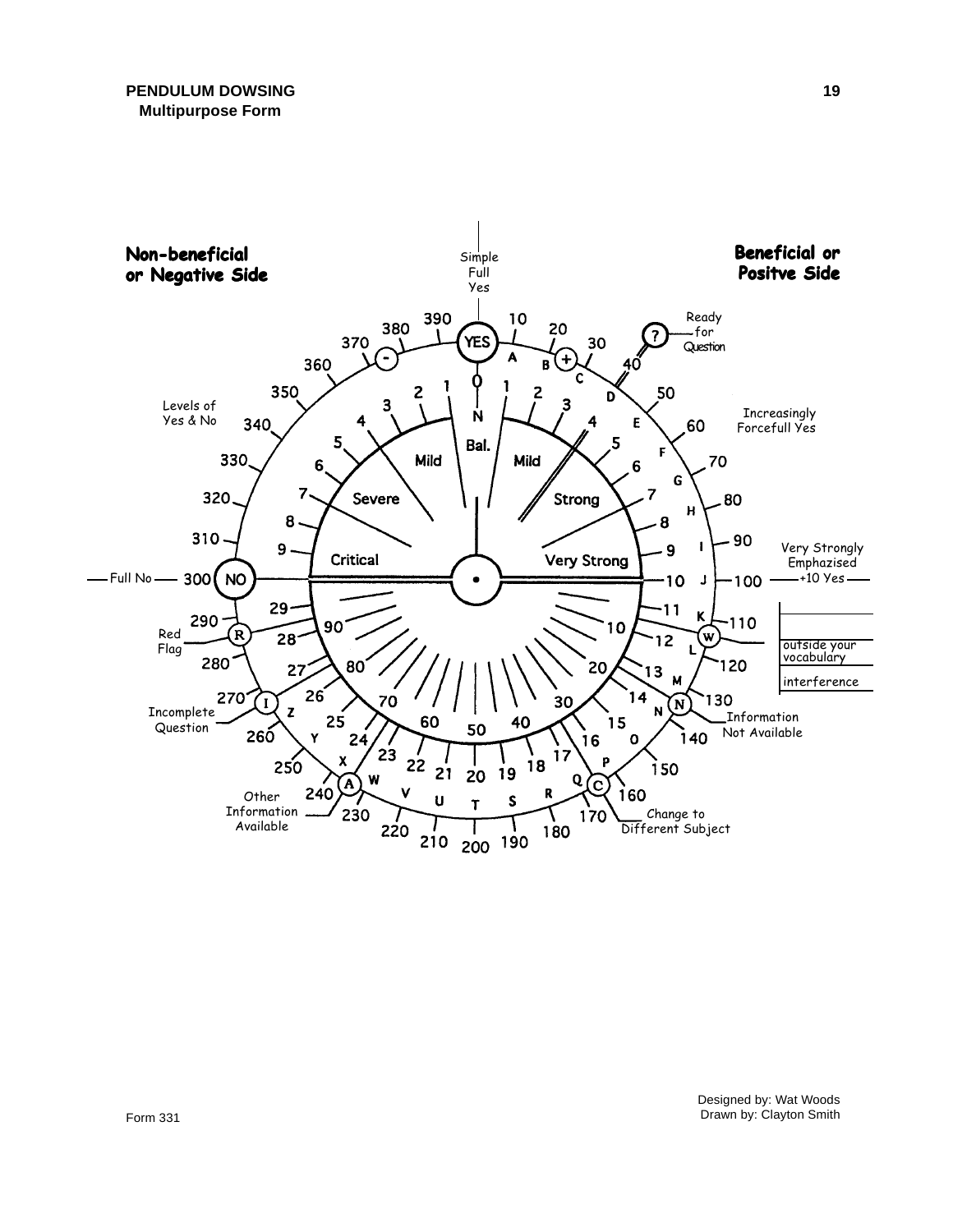**PENDULUM DOWSING**
**Multipurpose Form**

**Non-beneficial or Negative Side**

**Beneficial or Positve Side**

Simple Full Yes

YES

Ready for Question

Levels of Yes & No

Increasingly Forcefull Yes

Very Strongly Emphazised +10 Yes

Full No — 300 NO

Mild | Mild

Severe | Strong

Critical | Very Strong

Bal.

Red Flag

outside your vocabulary

interference

Incomplete Question

Information Not Available

Other Information Available

Change to Different Subject

Form 331

Designed by: Wat Woods
Drawn by: Clayton Smith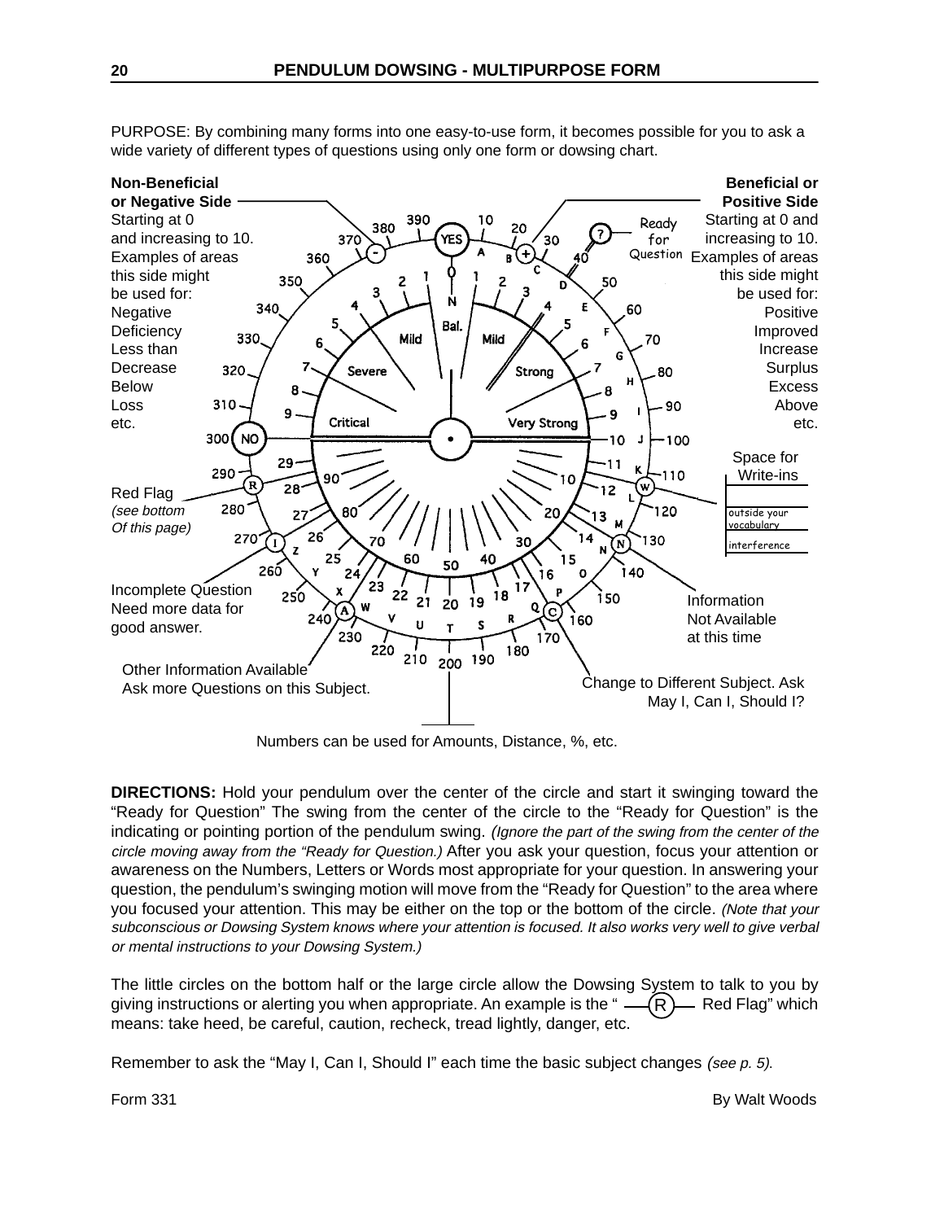## PENDULUM DOWSING - MULTIPURPOSE FORM

PURPOSE: By combining many forms into one easy-to-use form, it becomes possible for you to ask a wide variety of different types of questions using only one form or dowsing chart.

**Non-Beneficial or Negative Side**
Starting at 0 and increasing to 10.
Examples of areas this side might be used for:
Negative
Deficiency
Less than
Decrease
Below
Loss
etc.

**Beneficial or Positive Side**
Starting at 0 and increasing to 10.
Examples of areas this side might be used for:
Positive
Improved
Increase
Surplus
Excess
Above
etc.

Ready for Question

Space for Write-ins
outside your vocabulary
interference

Red Flag *(see bottom Of this page)*

Incomplete Question Need more data for good answer.

Information Not Available at this time

Other Information Available Ask more Questions on this Subject.

Change to Different Subject. Ask May I, Can I, Should I?

Numbers can be used for Amounts, Distance, %, etc.

**DIRECTIONS:** Hold your pendulum over the center of the circle and start it swinging toward the "Ready for Question" The swing from the center of the circle to the "Ready for Question" is the indicating or pointing portion of the pendulum swing. *(Ignore the part of the swing from the center of the circle moving away from the "Ready for Question.)* After you ask your question, focus your attention or awareness on the Numbers, Letters or Words most appropriate for your question. In answering your question, the pendulum's swinging motion will move from the "Ready for Question" to the area where you focused your attention. This may be either on the top or the bottom of the circle. *(Note that your subconscious or Dowsing System knows where your attention is focused. It also works very well to give verbal or mental instructions to your Dowsing System.)*

The little circles on the bottom half or the large circle allow the Dowsing System to talk to you by giving instructions or alerting you when appropriate. An example is the " —(R)— Red Flag" which means: take heed, be careful, caution, recheck, tread lightly, danger, etc.

Remember to ask the "May I, Can I, Should I" each time the basic subject changes *(see p. 5).*

Form 331 By Walt Woods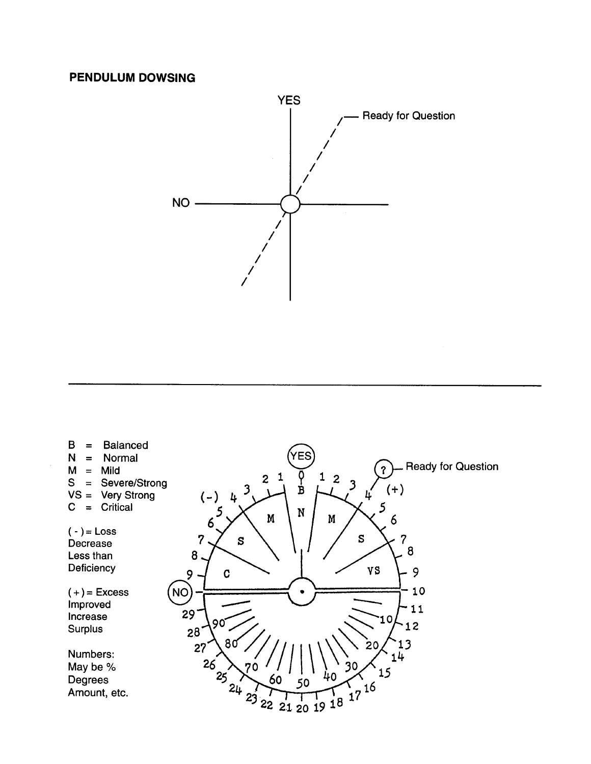**PENDULUM DOWSING**

YES

Ready for Question

NO

B = Balanced
N = Normal
M = Mild
S = Severe/Strong
VS = Very Strong
C = Critical

( - ) = Loss
Decrease
Less than
Deficiency

( + ) = Excess
Improved
Increase
Surplus

Numbers:
May be %
Degrees
Amount, etc.

YES

? — Ready for Question

NO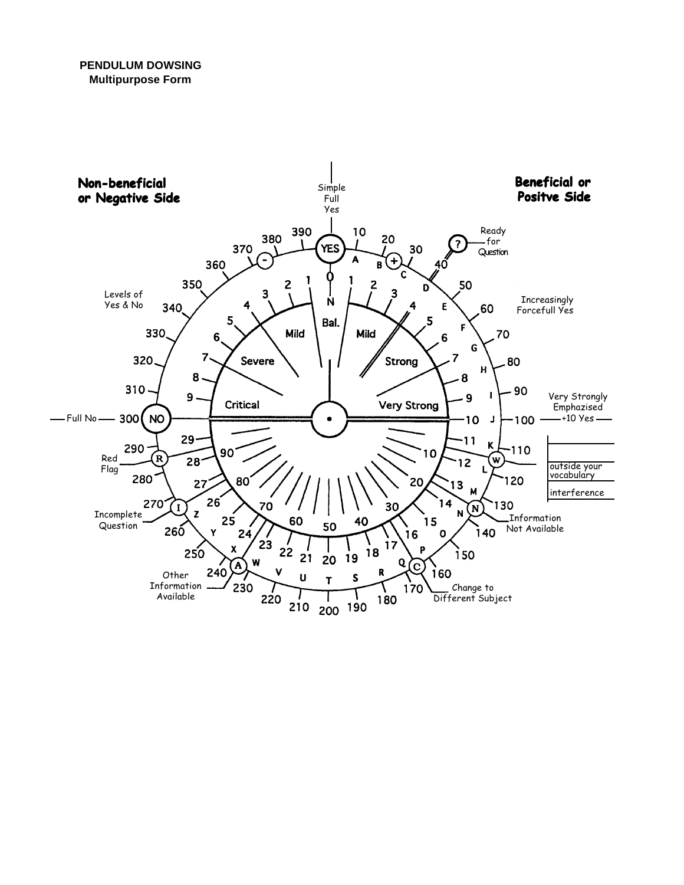**PENDULUM DOWSING**
**Multipurpose Form**

**Non-beneficial or Negative Side**

**Beneficial or Positve Side**

Simple Full Yes

Ready for Question

Levels of Yes & No

Increasingly Forcefull Yes

Very Strongly Emphazised +10 Yes

Full No

Red Flag

Incomplete Question

Other Information Available

Change to Different Subject

Information Not Available

outside your vocabulary

interference

YES — 10 — 20 — + — 30 — 40 — 50 — 60 — 70 — 80 — 90 — 100 — 110 — W — 120 — 130 — N — 140 — 150 — C — 160 — 170 — 180 — 190 — 200 — 210 — 220 — 230 — A — 240 — 250 — 260 — I — 270 — 280 — R — 290 — NO 300 — 310 — 320 — 330 — 340 — 350 — 360 — 370 — - — 380 — 390

A B C D E F G H I J K L M N O P Q R S T U V W X Y Z

0 N Bal. — 1 2 3 Mild 4 5 6 Strong 7 8 9 Very Strong 10 — 1 2 3 Mild 4 5 6 Severe 7 8 9 Critical

11 12 13 14 15 16 17 18 19 20 21 22 23 24 25 26 27 28 29

10 20 30 40 50 60 70 80 90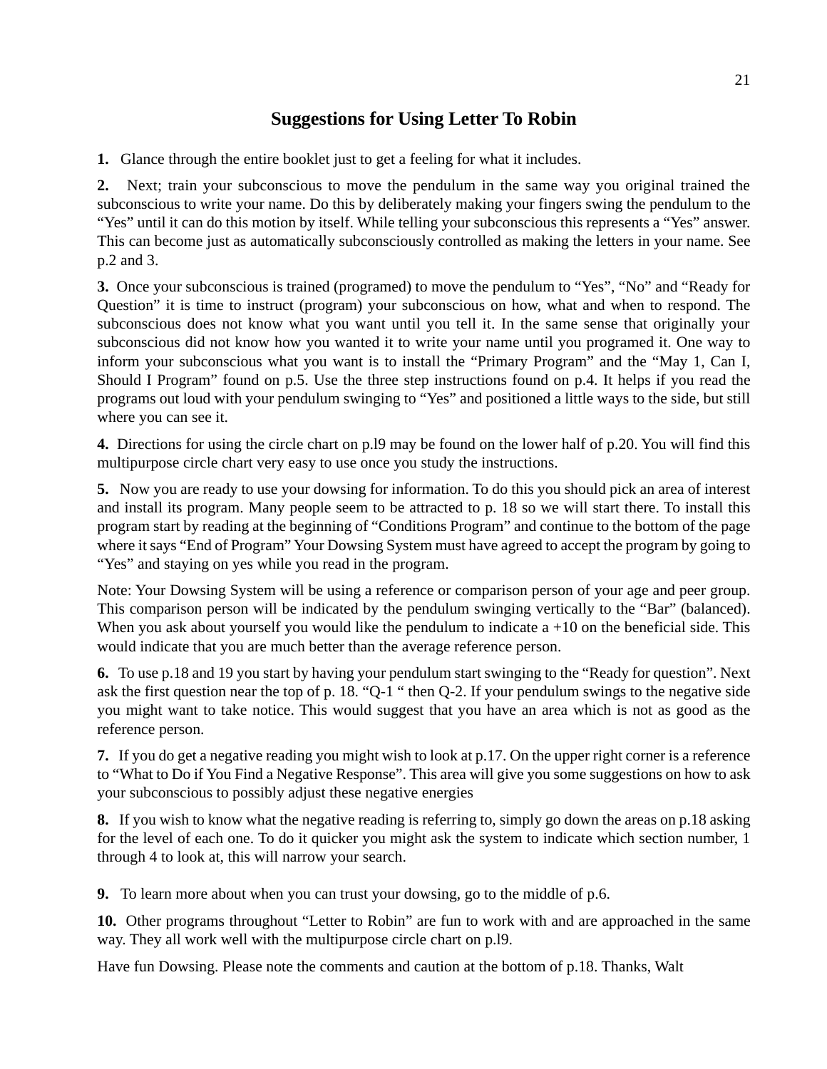# Suggestions for Using Letter To Robin

**1.** Glance through the entire booklet just to get a feeling for what it includes.

**2.** Next; train your subconscious to move the pendulum in the same way you original trained the subconscious to write your name. Do this by deliberately making your fingers swing the pendulum to the "Yes" until it can do this motion by itself. While telling your subconscious this represents a "Yes" answer. This can become just as automatically subconsciously controlled as making the letters in your name. See p.2 and 3.

**3.** Once your subconscious is trained (programed) to move the pendulum to "Yes", "No" and "Ready for Question" it is time to instruct (program) your subconscious on how, what and when to respond. The subconscious does not know what you want until you tell it. In the same sense that originally your subconscious did not know how you wanted it to write your name until you programed it. One way to inform your subconscious what you want is to install the "Primary Program" and the "May 1, Can I, Should I Program" found on p.5. Use the three step instructions found on p.4. It helps if you read the programs out loud with your pendulum swinging to "Yes" and positioned a little ways to the side, but still where you can see it.

**4.** Directions for using the circle chart on p.l9 may be found on the lower half of p.20. You will find this multipurpose circle chart very easy to use once you study the instructions.

**5.** Now you are ready to use your dowsing for information. To do this you should pick an area of interest and install its program. Many people seem to be attracted to p. 18 so we will start there. To install this program start by reading at the beginning of "Conditions Program" and continue to the bottom of the page where it says "End of Program" Your Dowsing System must have agreed to accept the program by going to "Yes" and staying on yes while you read in the program.

Note: Your Dowsing System will be using a reference or comparison person of your age and peer group. This comparison person will be indicated by the pendulum swinging vertically to the "Bar" (balanced). When you ask about yourself you would like the pendulum to indicate a +10 on the beneficial side. This would indicate that you are much better than the average reference person.

**6.** To use p.18 and 19 you start by having your pendulum start swinging to the "Ready for question". Next ask the first question near the top of p. 18. "Q-1 " then Q-2. If your pendulum swings to the negative side you might want to take notice. This would suggest that you have an area which is not as good as the reference person.

**7.** If you do get a negative reading you might wish to look at p.17. On the upper right corner is a reference to "What to Do if You Find a Negative Response". This area will give you some suggestions on how to ask your subconscious to possibly adjust these negative energies

**8.** If you wish to know what the negative reading is referring to, simply go down the areas on p.18 asking for the level of each one. To do it quicker you might ask the system to indicate which section number, 1 through 4 to look at, this will narrow your search.

**9.** To learn more about when you can trust your dowsing, go to the middle of p.6.

**10.** Other programs throughout "Letter to Robin" are fun to work with and are approached in the same way. They all work well with the multipurpose circle chart on p.l9.

Have fun Dowsing. Please note the comments and caution at the bottom of p.18. Thanks, Walt